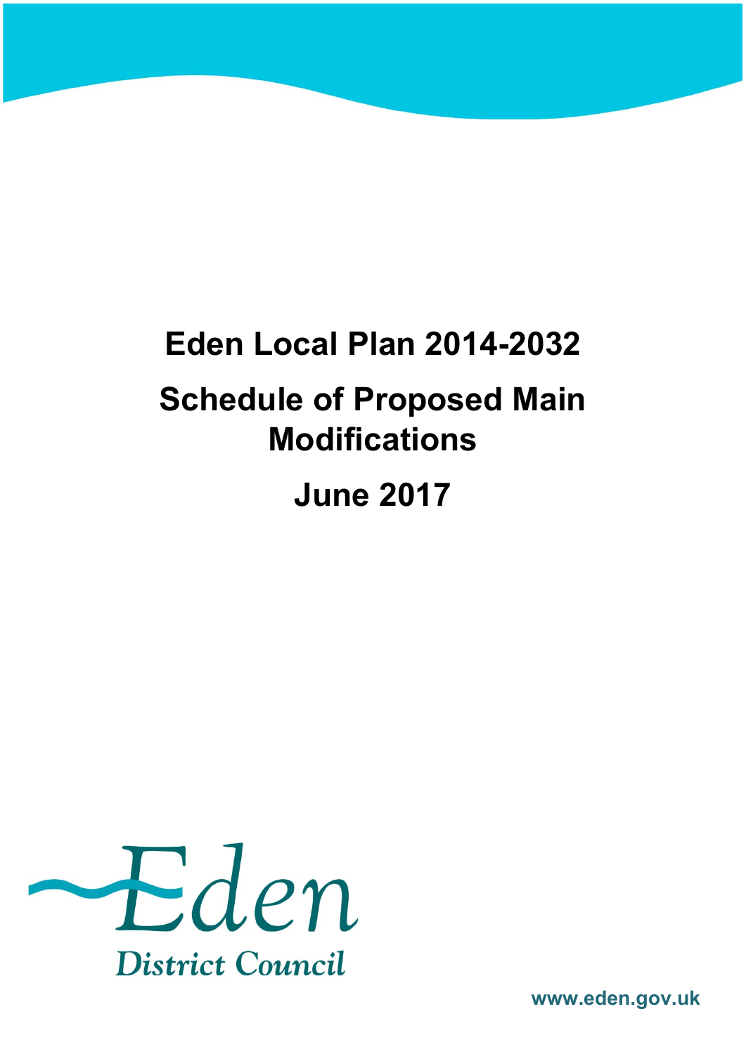# Eden Local Plan 2014-2032

# Schedule of Proposed Main Modifications

# June 2017

Eden

District Council

www.eden.gov.uk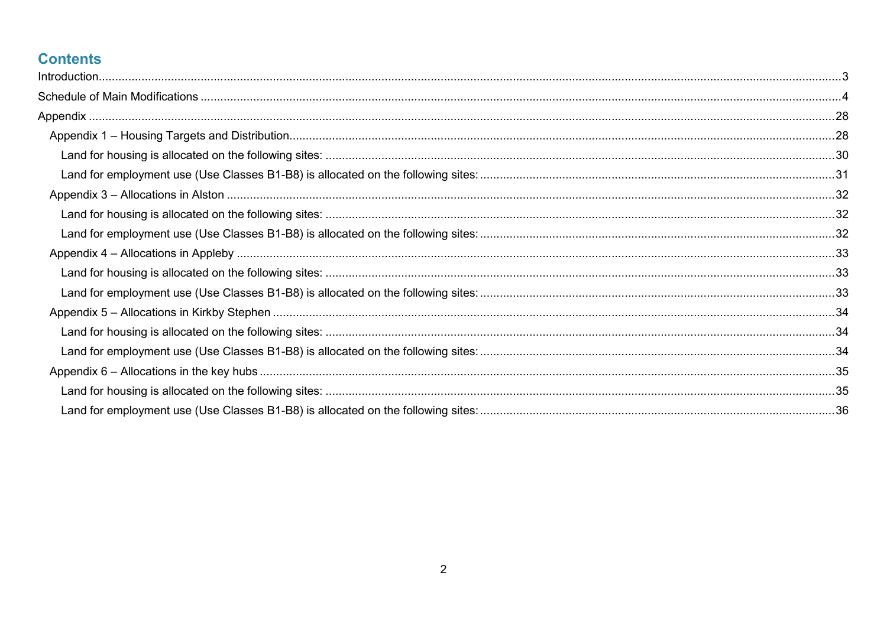## Contents

Introduction....3

Schedule of Main Modifications....4

Appendix....28

- Appendix 1 – Housing Targets and Distribution....28
  - Land for housing is allocated on the following sites:....30
  - Land for employment use (Use Classes B1-B8) is allocated on the following sites:....31
- Appendix 3 – Allocations in Alston....32
  - Land for housing is allocated on the following sites:....32
  - Land for employment use (Use Classes B1-B8) is allocated on the following sites:....32
- Appendix 4 – Allocations in Appleby....33
  - Land for housing is allocated on the following sites:....33
  - Land for employment use (Use Classes B1-B8) is allocated on the following sites:....33
- Appendix 5 – Allocations in Kirkby Stephen....34
  - Land for housing is allocated on the following sites:....34
  - Land for employment use (Use Classes B1-B8) is allocated on the following sites:....34
- Appendix 6 – Allocations in the key hubs....35
  - Land for housing is allocated on the following sites:....35
  - Land for employment use (Use Classes B1-B8) is allocated on the following sites:....36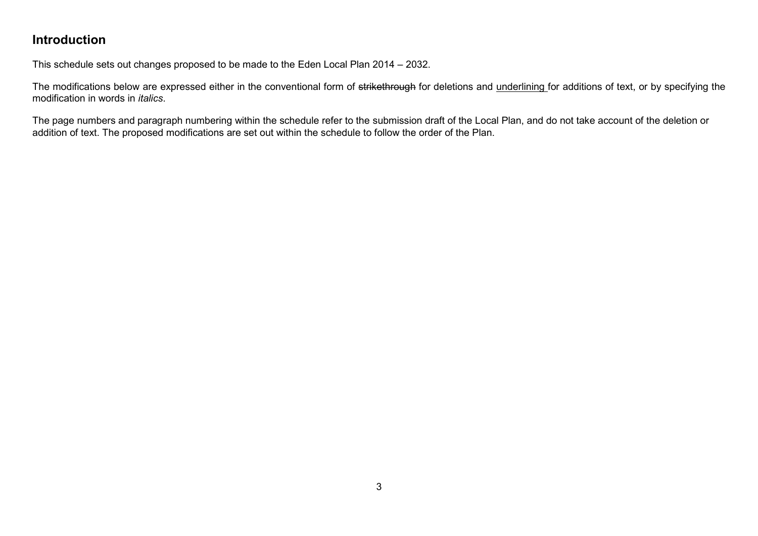## Introduction

This schedule sets out changes proposed to be made to the Eden Local Plan 2014 – 2032.

The modifications below are expressed either in the conventional form of ~~strikethrough~~ for deletions and <u>underlining</u> for additions of text, or by specifying the modification in words in *italics*.

The page numbers and paragraph numbering within the schedule refer to the submission draft of the Local Plan, and do not take account of the deletion or addition of text. The proposed modifications are set out within the schedule to follow the order of the Plan.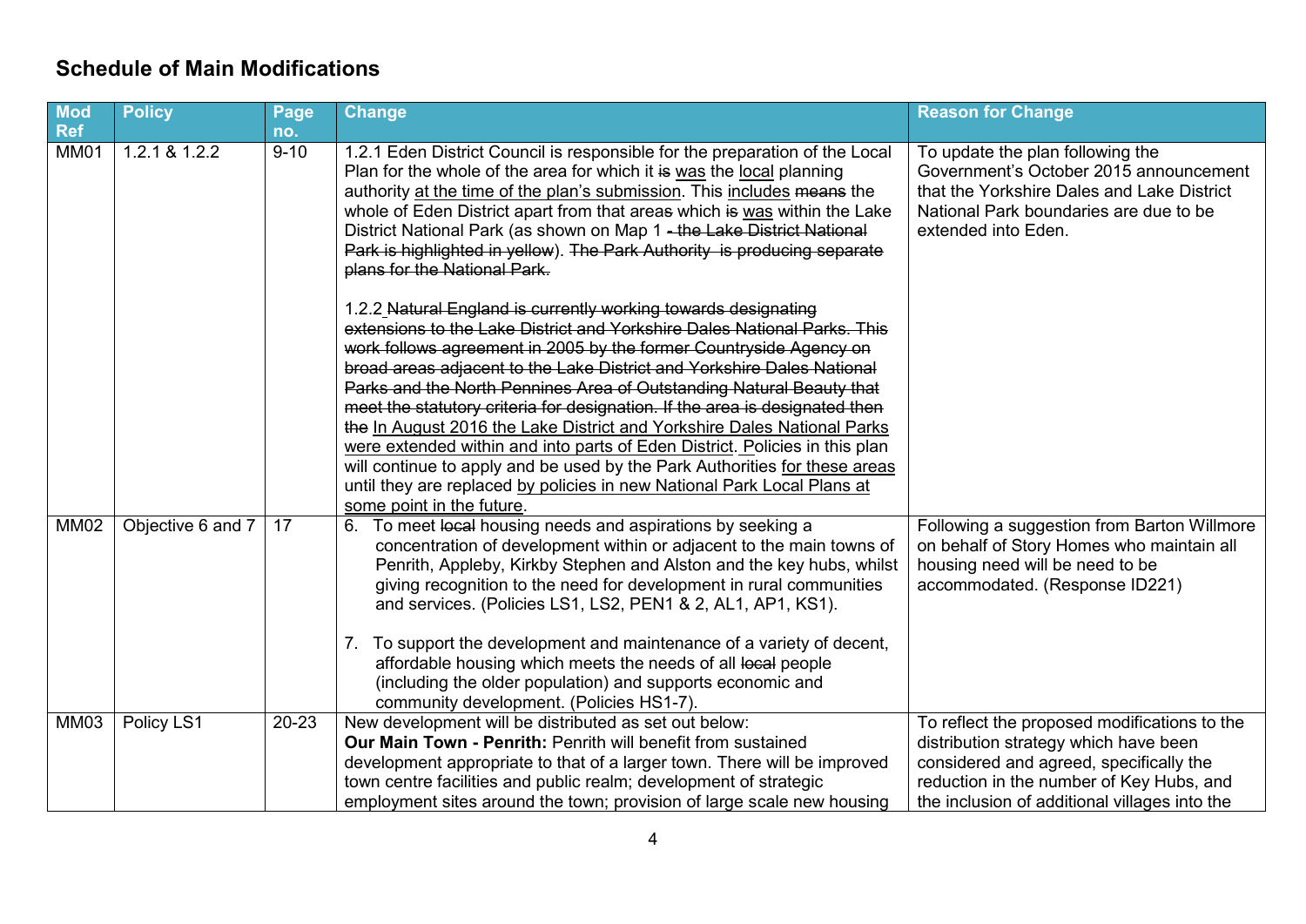## Schedule of Main Modifications

| Mod Ref | Policy | Page no. | Change | Reason for Change |
|---|---|---|---|---|
| MM01 | 1.2.1 & 1.2.2 | 9-10 | 1.2.1 Eden District Council is responsible for the preparation of the Local Plan for the whole of the area for which it ~~is~~ <u>was</u> the <u>local</u> planning authority <u>at the time of the plan's submission</u>. This <u>includes</u> ~~means~~ the whole of Eden District apart from that area~~s~~ which ~~is~~ <u>was</u> within the Lake District National Park (as shown on Map 1 ~~- the Lake District National Park is highlighted in yellow~~). ~~The Park Authority is producing separate plans for the National Park.~~<br><br>1.2.2 ~~Natural England is currently working towards designating extensions to the Lake District and Yorkshire Dales National Parks. This work follows agreement in 2005 by the former Countryside Agency on broad areas adjacent to the Lake District and Yorkshire Dales National Parks and the North Pennines Area of Outstanding Natural Beauty that meet the statutory criteria for designation. If the area is designated then the~~ <u>In August 2016 the Lake District and Yorkshire Dales National Parks were extended within and into parts of Eden District. P</u>olicies in this plan will continue to apply and be used by the Park Authorities <u>for these areas</u> until they are replaced <u>by policies in new National Park Local Plans at some point in the future</u>. | To update the plan following the Government's October 2015 announcement that the Yorkshire Dales and Lake District National Park boundaries are due to be extended into Eden. |
| MM02 | Objective 6 and 7 | 17 | 6. To meet ~~local~~ housing needs and aspirations by seeking a concentration of development within or adjacent to the main towns of Penrith, Appleby, Kirkby Stephen and Alston and the key hubs, whilst giving recognition to the need for development in rural communities and services. (Policies LS1, LS2, PEN1 & 2, AL1, AP1, KS1).<br><br>7. To support the development and maintenance of a variety of decent, affordable housing which meets the needs of all ~~local~~ people (including the older population) and supports economic and community development. (Policies HS1-7). | Following a suggestion from Barton Willmore on behalf of Story Homes who maintain all housing need will be need to be accommodated. (Response ID221) |
| MM03 | Policy LS1 | 20-23 | New development will be distributed as set out below:<br>**Our Main Town - Penrith:** Penrith will benefit from sustained development appropriate to that of a larger town. There will be improved town centre facilities and public realm; development of strategic employment sites around the town; provision of large scale new housing | To reflect the proposed modifications to the distribution strategy which have been considered and agreed, specifically the reduction in the number of Key Hubs, and the inclusion of additional villages into the |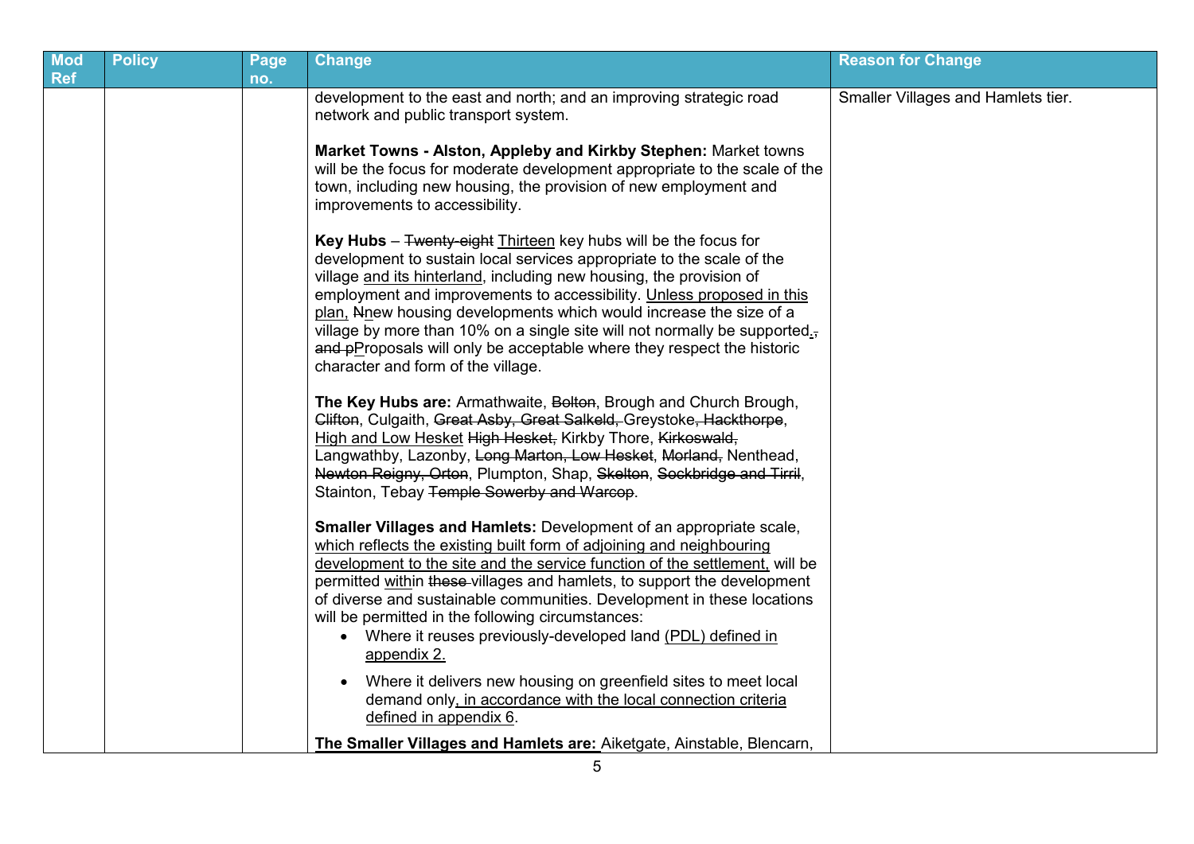| Mod Ref | Policy | Page no. | Change | Reason for Change |
|---|---|---|---|---|
| | | | development to the east and north; and an improving strategic road network and public transport system.<br><br>**Market Towns - Alston, Appleby and Kirkby Stephen:** Market towns will be the focus for moderate development appropriate to the scale of the town, including new housing, the provision of new employment and improvements to accessibility.<br><br>**Key Hubs** – ~~Twenty-eight~~ <u>Thirteen</u> key hubs will be the focus for development to sustain local services appropriate to the scale of the village <u>and its hinterland</u>, including new housing, the provision of employment and improvements to accessibility. <u>Unless proposed in this plan,</u> ~~N~~<u>n</u>ew housing developments which would increase the size of a village by more than 10% on a single site will not normally be supported<u>.</u>~~, and p~~<u>P</u>roposals will only be acceptable where they respect the historic character and form of the village.<br><br>**The Key Hubs are:** Armathwaite, ~~Bolton~~, Brough and Church Brough, ~~Clifton~~, Culgaith, ~~Great Asby, Great Salkeld,~~ Greystoke~~, Hackthorpe~~, <u>High and Low Hesket</u> ~~High Hesket,~~ Kirkby Thore, ~~Kirkoswald,~~ Langwathby, Lazonby, ~~Long Marton, Low Hesket~~, ~~Morland,~~ Nenthead, ~~Newton Reigny, Orton~~, Plumpton, Shap, ~~Skelton~~, ~~Sockbridge and Tirril~~, Stainton, Tebay ~~Temple Sowerby and Warcop~~.<br><br>**Smaller Villages and Hamlets:** Development of an appropriate scale, <u>which reflects the existing built form of adjoining and neighbouring development to the site and the service function of the settlement,</u> will be permitted <u>with</u>in ~~these~~ villages and hamlets, to support the development of diverse and sustainable communities. Development in these locations will be permitted in the following circumstances:<br>• Where it reuses previously-developed land <u>(PDL) defined in appendix 2.</u><br>• Where it delivers new housing on greenfield sites to meet local demand only<u>, in accordance with the local connection criteria defined in appendix 6</u>.<br><br><u>**The Smaller Villages and Hamlets are:**</u> Aiketgate, Ainstable, Blencarn, | Smaller Villages and Hamlets tier. |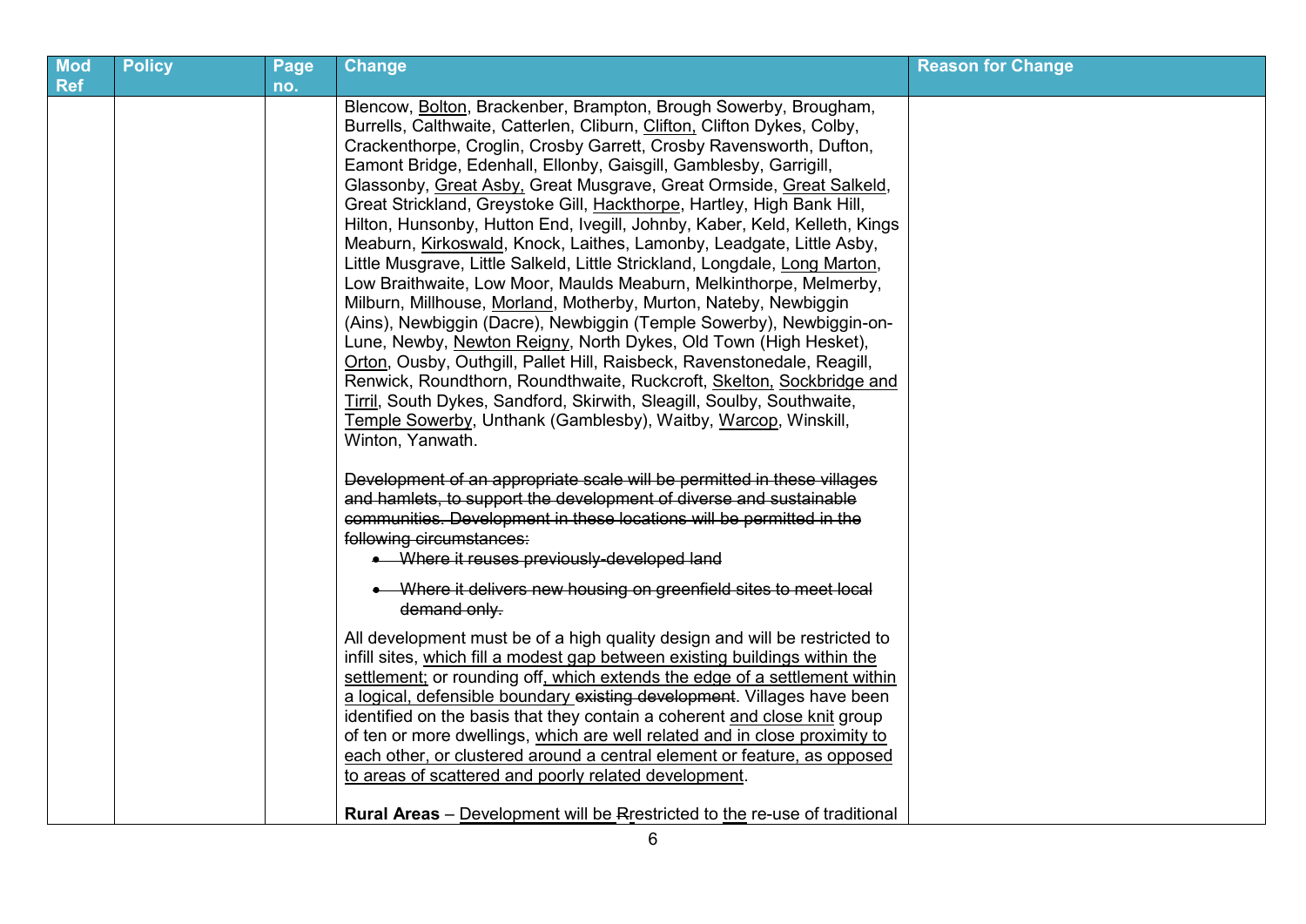| Mod Ref | Policy | Page no. | Change | Reason for Change |
|---|---|---|---|---|
| | | | Blencow, <u>Bolton</u>, Brackenber, Brampton, Brough Sowerby, Brougham, Burrells, Calthwaite, Catterlen, Cliburn, <u>Clifton,</u> Clifton Dykes, Colby, Crackenthorpe, Croglin, Crosby Garrett, Crosby Ravensworth, Dufton, Eamont Bridge, Edenhall, Ellonby, Gaisgill, Gamblesby, Garrigill, Glassonby, <u>Great Asby,</u> Great Musgrave, Great Ormside, <u>Great Salkeld</u>, Great Strickland, Greystoke Gill, <u>Hackthorpe</u>, Hartley, High Bank Hill, Hilton, Hunsonby, Hutton End, Ivegill, Johnby, Kaber, Keld, Kelleth, Kings Meaburn, <u>Kirkoswald</u>, Knock, Laithes, Lamonby, Leadgate, Little Asby, Little Musgrave, Little Salkeld, Little Strickland, Longdale, <u>Long Marton</u>, Low Braithwaite, Low Moor, Maulds Meaburn, Melkinthorpe, Melmerby, Milburn, Millhouse, <u>Morland</u>, Motherby, Murton, Nateby, Newbiggin (Ains), Newbiggin (Dacre), Newbiggin (Temple Sowerby), Newbiggin-on-Lune, Newby, <u>Newton Reigny</u>, North Dykes, Old Town (High Hesket), <u>Orton</u>, Ousby, Outhgill, Pallet Hill, Raisbeck, Ravenstonedale, Reagill, Renwick, Roundthorn, Roundthwaite, Ruckcroft, <u>Skelton,</u> <u>Sockbridge and Tirril</u>, South Dykes, Sandford, Skirwith, Sleagill, Soulby, Southwaite, <u>Temple Sowerby</u>, Unthank (Gamblesby), Waitby, <u>Warcop</u>, Winskill, Winton, Yanwath.<br><br>~~Development of an appropriate scale will be permitted in these villages and hamlets, to support the development of diverse and sustainable communities. Development in these locations will be permitted in the following circumstances:~~<br>• ~~Where it reuses previously-developed land~~<br>• ~~Where it delivers new housing on greenfield sites to meet local demand only.~~<br><br>All development must be of a high quality design and will be restricted to infill sites, <u>which fill a modest gap between existing buildings within the settlement;</u> or rounding off<u>, which extends the edge of a settlement within a logical, defensible boundary</u> ~~existing development~~. Villages have been identified on the basis that they contain a coherent <u>and close knit</u> group of ten or more dwellings, <u>which are well related and in close proximity to each other, or clustered around a central element or feature, as opposed to areas of scattered and poorly related development</u>.<br><br>**Rural Areas** – <u>Development will be</u> ~~R~~<u>r</u>estricted to <u>the</u> re-use of traditional | |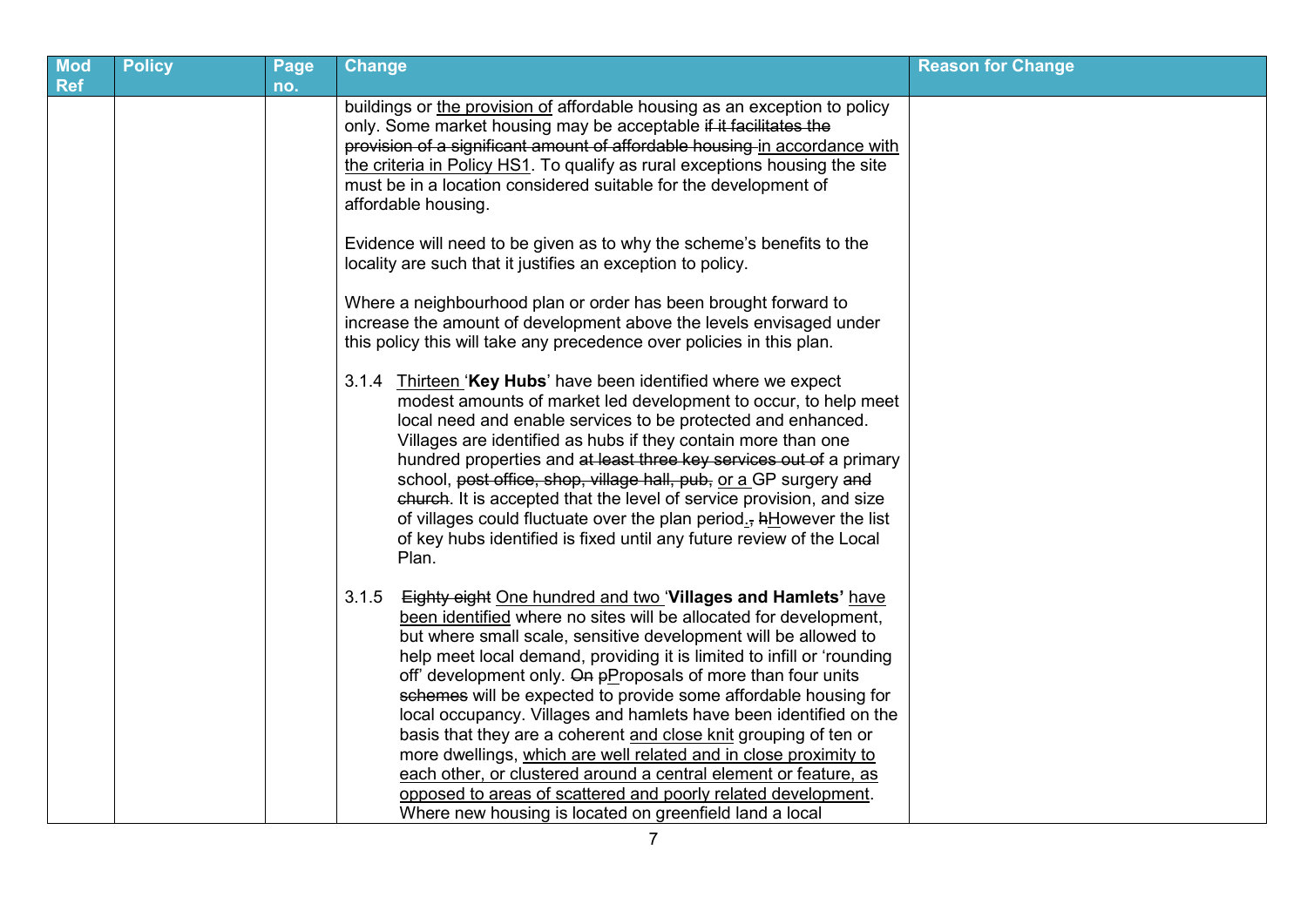| Mod Ref | Policy | Page no. | Change | Reason for Change |
|---|---|---|---|---|
| | | | buildings or <u>the provision of</u> affordable housing as an exception to policy only. Some market housing may be acceptable ~~if it facilitates the provision of a significant amount of affordable housing~~ <u>in accordance with the criteria in Policy HS1</u>. To qualify as rural exceptions housing the site must be in a location considered suitable for the development of affordable housing.<br><br>Evidence will need to be given as to why the scheme's benefits to the locality are such that it justifies an exception to policy.<br><br>Where a neighbourhood plan or order has been brought forward to increase the amount of development above the levels envisaged under this policy this will take any precedence over policies in this plan.<br><br>3.1.4 <u>Thirteen</u> '**Key Hubs**' have been identified where we expect modest amounts of market led development to occur, to help meet local need and enable services to be protected and enhanced. Villages are identified as hubs if they contain more than one hundred properties and ~~at least three key services out of~~ a primary school, ~~post office, shop, village hall, pub,~~ <u>or a</u> GP surgery ~~and church~~. It is accepted that the level of service provision, and size of villages could fluctuate over the plan period<u>.</u>~~,~~ ~~h~~<u>H</u>owever the list of key hubs identified is fixed until any future review of the Local Plan.<br><br>3.1.5 ~~Eighty eight~~ <u>One hundred and two</u> '**Villages and Hamlets'** <u>have been identified</u> where no sites will be allocated for development, but where small scale, sensitive development will be allowed to help meet local demand, providing it is limited to infill or 'rounding off' development only. ~~On p~~<u>P</u>roposals of more than four units ~~schemes~~ will be expected to provide some affordable housing for local occupancy. Villages and hamlets have been identified on the basis that they are a coherent <u>and close knit</u> grouping of ten or more dwellings, <u>which are well related and in close proximity to each other, or clustered around a central element or feature, as opposed to areas of scattered and poorly related development</u>. Where new housing is located on greenfield land a local | |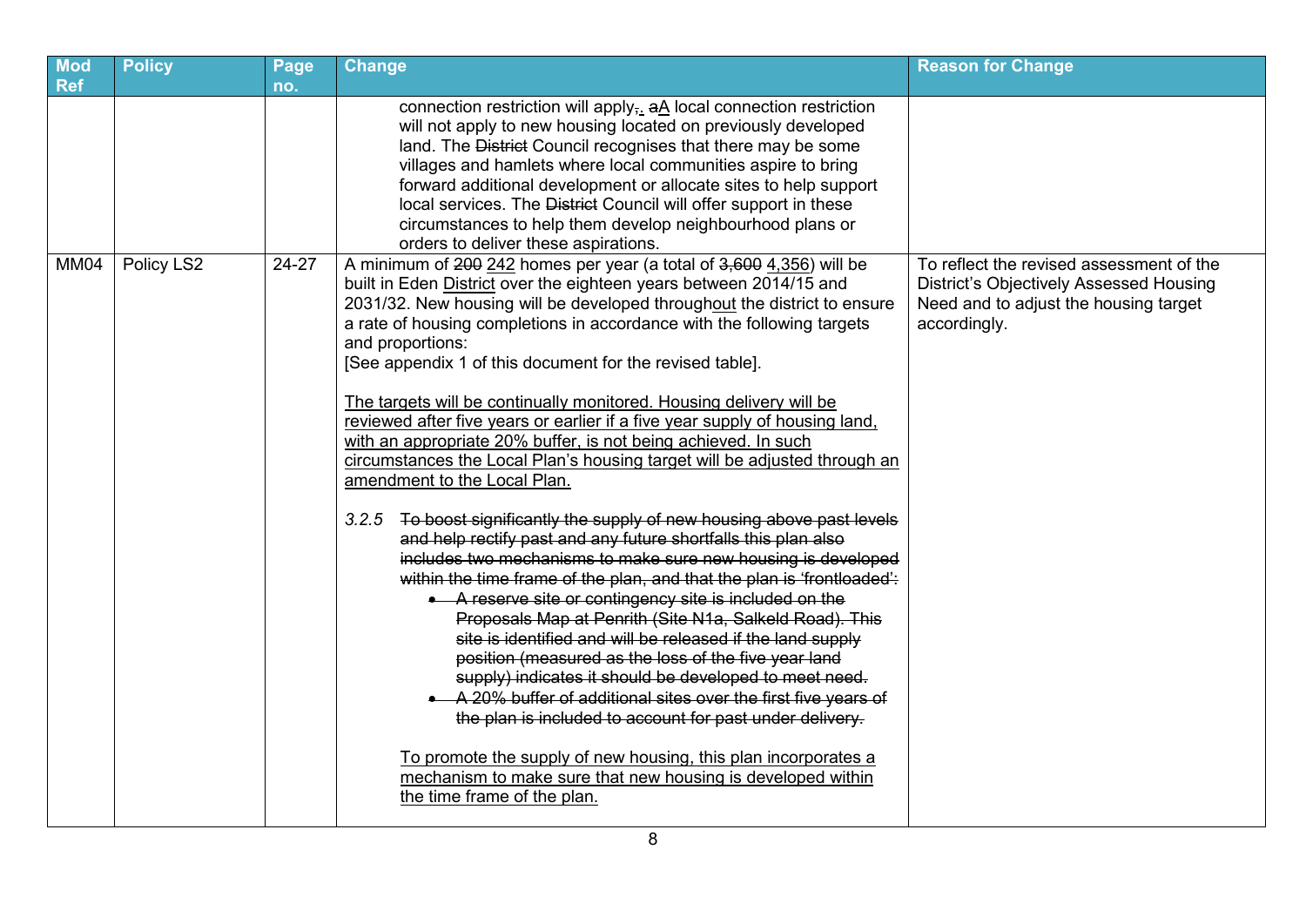| Mod Ref | Policy | Page no. | Change | Reason for Change |
|---|---|---|---|---|
| | | | connection restriction will apply~~,~~. ~~a~~A local connection restriction will not apply to new housing located on previously developed land. The ~~District~~ Council recognises that there may be some villages and hamlets where local communities aspire to bring forward additional development or allocate sites to help support local services. The ~~District~~ Council will offer support in these circumstances to help them develop neighbourhood plans or orders to deliver these aspirations. | |
| MM04 | Policy LS2 | 24-27 | A minimum of ~~200~~ <u>242</u> homes per year (a total of ~~3,600~~ <u>4,356</u>) will be built in Eden <u>District</u> over the eighteen years between 2014/15 and 2031/32. New housing will be developed throughout the district to ensure a rate of housing completions in accordance with the following targets and proportions:<br>[See appendix 1 of this document for the revised table].<br><br><u>The targets will be continually monitored. Housing delivery will be reviewed after five years or earlier if a five year supply of housing land, with an appropriate 20% buffer, is not being achieved. In such circumstances the Local Plan's housing target will be adjusted through an amendment to the Local Plan.</u><br><br>*3.2.5* ~~To boost significantly the supply of new housing above past levels and help rectify past and any future shortfalls this plan also includes two mechanisms to make sure new housing is developed within the time frame of the plan, and that the plan is 'frontloaded':~~<br>• ~~A reserve site or contingency site is included on the Proposals Map at Penrith (Site N1a, Salkeld Road). This site is identified and will be released if the land supply position (measured as the loss of the five year land supply) indicates it should be developed to meet need.~~<br>• ~~A 20% buffer of additional sites over the first five years of the plan is included to account for past under delivery.~~<br><br><u>To promote the supply of new housing, this plan incorporates a mechanism to make sure that new housing is developed within the time frame of the plan.</u> | To reflect the revised assessment of the District's Objectively Assessed Housing Need and to adjust the housing target accordingly. |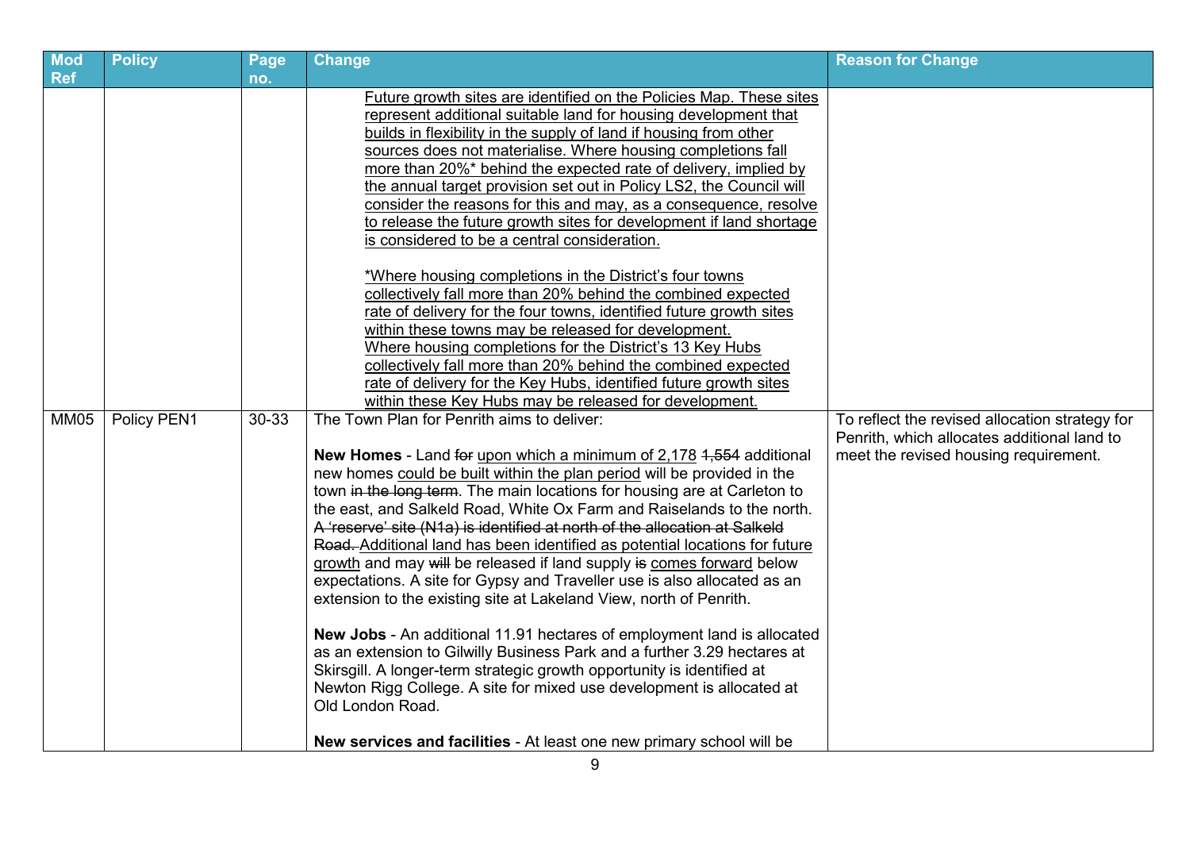| Mod Ref | Policy | Page no. | Change | Reason for Change |
|---|---|---|---|---|
| | | | <u>Future growth sites are identified on the Policies Map. These sites represent additional suitable land for housing development that builds in flexibility in the supply of land if housing from other sources does not materialise. Where housing completions fall more than 20%* behind the expected rate of delivery, implied by the annual target provision set out in Policy LS2, the Council will consider the reasons for this and may, as a consequence, resolve to release the future growth sites for development if land shortage is considered to be a central consideration.</u><br><br><u>*Where housing completions in the District's four towns collectively fall more than 20% behind the combined expected rate of delivery for the four towns, identified future growth sites within these towns may be released for development.</u><br><u>Where housing completions for the District's 13 Key Hubs collectively fall more than 20% behind the combined expected rate of delivery for the Key Hubs, identified future growth sites within these Key Hubs may be released for development.</u> | |
| MM05 | Policy PEN1 | 30-33 | The Town Plan for Penrith aims to deliver:<br><br>**New Homes** - Land ~~for~~ <u>upon which a minimum of 2,178</u> ~~1,554~~ additional new homes <u>could be built within the plan period</u> will be provided in the town ~~in the long term~~. The main locations for housing are at Carleton to the east, and Salkeld Road, White Ox Farm and Raiselands to the north. ~~A 'reserve' site (N1a) is identified at north of the allocation at Salkeld Road.~~ <u>Additional land has been identified as potential locations for future growth</u> and may ~~will~~ be released if land supply ~~is~~ <u>comes forward</u> below expectations. A site for Gypsy and Traveller use is also allocated as an extension to the existing site at Lakeland View, north of Penrith.<br><br>**New Jobs** - An additional 11.91 hectares of employment land is allocated as an extension to Gilwilly Business Park and a further 3.29 hectares at Skirsgill. A longer-term strategic growth opportunity is identified at Newton Rigg College. A site for mixed use development is allocated at Old London Road.<br><br>**New services and facilities** - At least one new primary school will be | To reflect the revised allocation strategy for Penrith, which allocates additional land to meet the revised housing requirement. |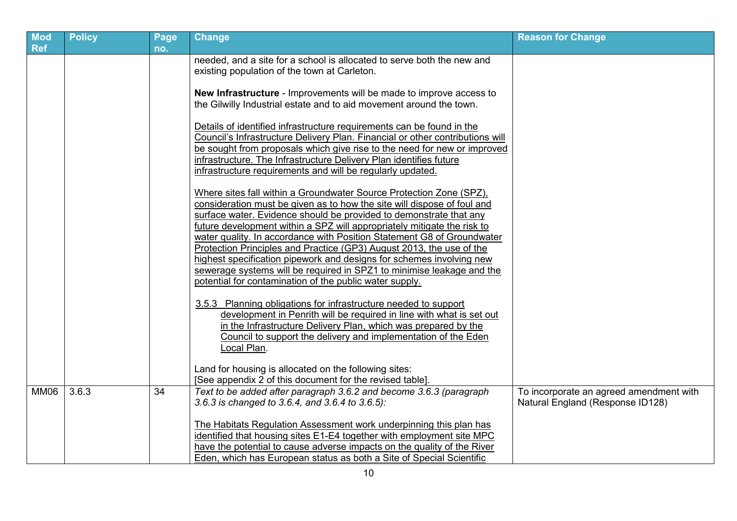| Mod Ref | Policy | Page no. | Change | Reason for Change |
|---|---|---|---|---|
| | | | needed, and a site for a school is allocated to serve both the new and existing population of the town at Carleton.<br><br>**New Infrastructure** - Improvements will be made to improve access to the Gilwilly Industrial estate and to aid movement around the town.<br><br><u>Details of identified infrastructure requirements can be found in the Council's Infrastructure Delivery Plan. Financial or other contributions will be sought from proposals which give rise to the need for new or improved infrastructure. The Infrastructure Delivery Plan identifies future infrastructure requirements and will be regularly updated.</u><br><br><u>Where sites fall within a Groundwater Source Protection Zone (SPZ), consideration must be given as to how the site will dispose of foul and surface water. Evidence should be provided to demonstrate that any future development within a SPZ will appropriately mitigate the risk to water quality. In accordance with Position Statement G8 of Groundwater Protection Principles and Practice (GP3) August 2013, the use of the highest specification pipework and designs for schemes involving new sewerage systems will be required in SPZ1 to minimise leakage and the potential for contamination of the public water supply.</u><br><br><u>3.5.3 Planning obligations for infrastructure needed to support development in Penrith will be required in line with what is set out in the Infrastructure Delivery Plan, which was prepared by the Council to support the delivery and implementation of the Eden Local Plan</u>.<br><br>Land for housing is allocated on the following sites:<br>[See appendix 2 of this document for the revised table]. | |
| MM06 | 3.6.3 | 34 | *Text to be added after paragraph 3.6.2 and become 3.6.3 (paragraph 3.6.3 is changed to 3.6.4, and 3.6.4 to 3.6.5):*<br><br><u>The Habitats Regulation Assessment work underpinning this plan has identified that housing sites E1-E4 together with employment site MPC have the potential to cause adverse impacts on the quality of the River Eden, which has European status as both a Site of Special Scientific</u> | To incorporate an agreed amendment with Natural England (Response ID128) |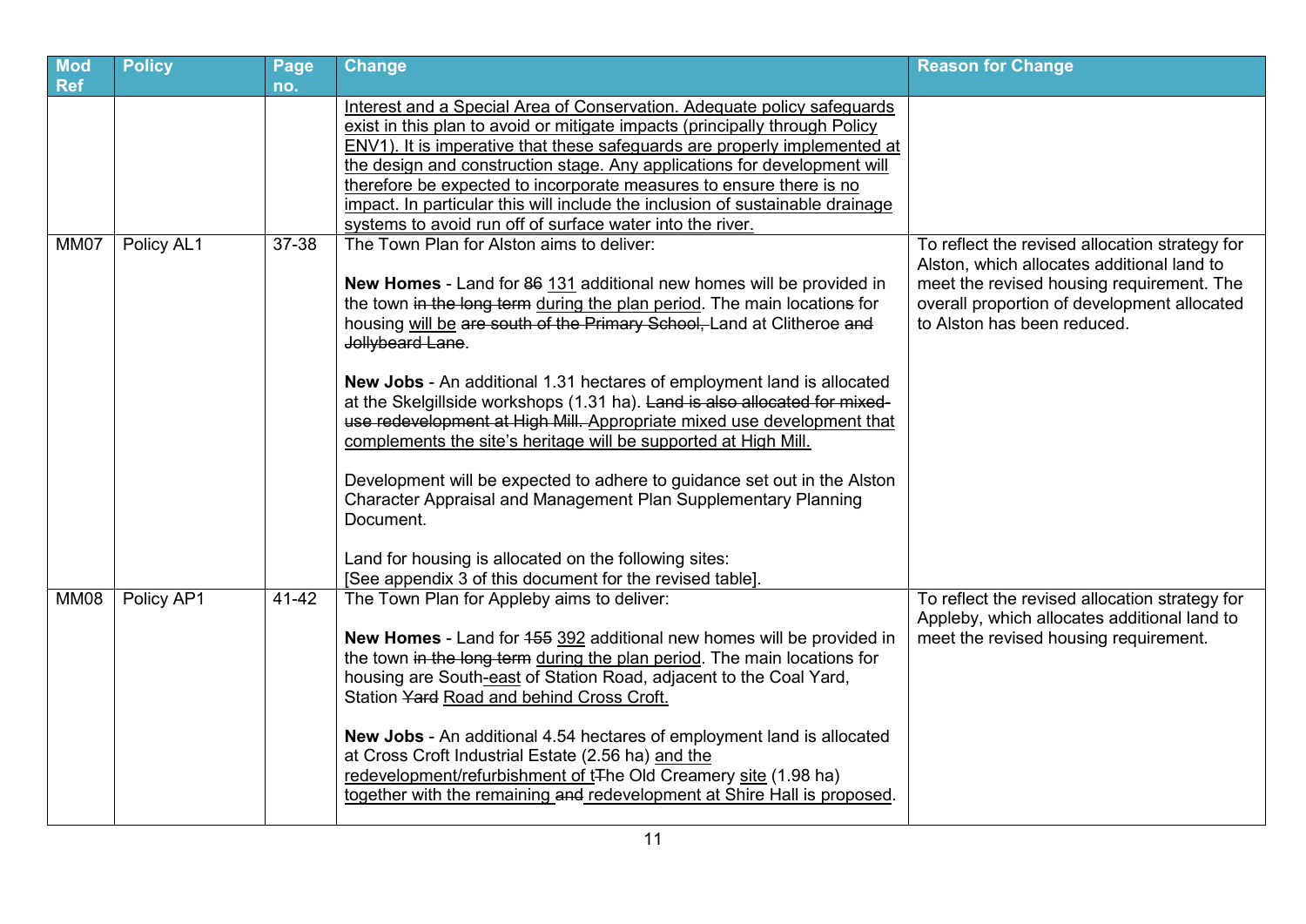| Mod Ref | Policy | Page no. | Change | Reason for Change |
|---|---|---|---|---|
| | | | <u>Interest and a Special Area of Conservation. Adequate policy safeguards exist in this plan to avoid or mitigate impacts (principally through Policy ENV1). It is imperative that these safeguards are properly implemented at the design and construction stage. Any applications for development will therefore be expected to incorporate measures to ensure there is no impact. In particular this will include the inclusion of sustainable drainage systems to avoid run off of surface water into the river.</u> | |
| MM07 | Policy AL1 | 37-38 | The Town Plan for Alston aims to deliver:<br><br>**New Homes** - Land for ~~86~~ <u>131</u> additional new homes will be provided in the town ~~in the long term~~ <u>during the plan period</u>. The main location~~s~~ for housing <u>will be</u> ~~are south of the Primary School,~~ Land at Clitheroe ~~and Jollybeard Lane~~.<br><br>**New Jobs** - An additional 1.31 hectares of employment land is allocated at the Skelgillside workshops (1.31 ha). ~~Land is also allocated for mixed-use redevelopment at High Mill.~~ <u>Appropriate mixed use development that complements the site's heritage will be supported at High Mill.</u><br><br>Development will be expected to adhere to guidance set out in the Alston Character Appraisal and Management Plan Supplementary Planning Document.<br><br>Land for housing is allocated on the following sites:<br>[See appendix 3 of this document for the revised table]. | To reflect the revised allocation strategy for Alston, which allocates additional land to meet the revised housing requirement. The overall proportion of development allocated to Alston has been reduced. |
| MM08 | Policy AP1 | 41-42 | The Town Plan for Appleby aims to deliver:<br><br>**New Homes** - Land for ~~155~~ <u>392</u> additional new homes will be provided in the town ~~in the long term~~ <u>during the plan period</u>. The main locations for housing are South<u>-east</u> of Station Road, adjacent to the Coal Yard, Station ~~Yard~~ <u>Road and behind Cross Croft.</u><br><br>**New Jobs** - An additional 4.54 hectares of employment land is allocated at Cross Croft Industrial Estate (2.56 ha) <u>and the redevelopment/refurbishment of t</u>~~T~~he Old Creamery <u>site</u> (1.98 ha) <u>together with the remaining</u> ~~and~~ <u>redevelopment at Shire Hall is proposed</u>. | To reflect the revised allocation strategy for Appleby, which allocates additional land to meet the revised housing requirement. |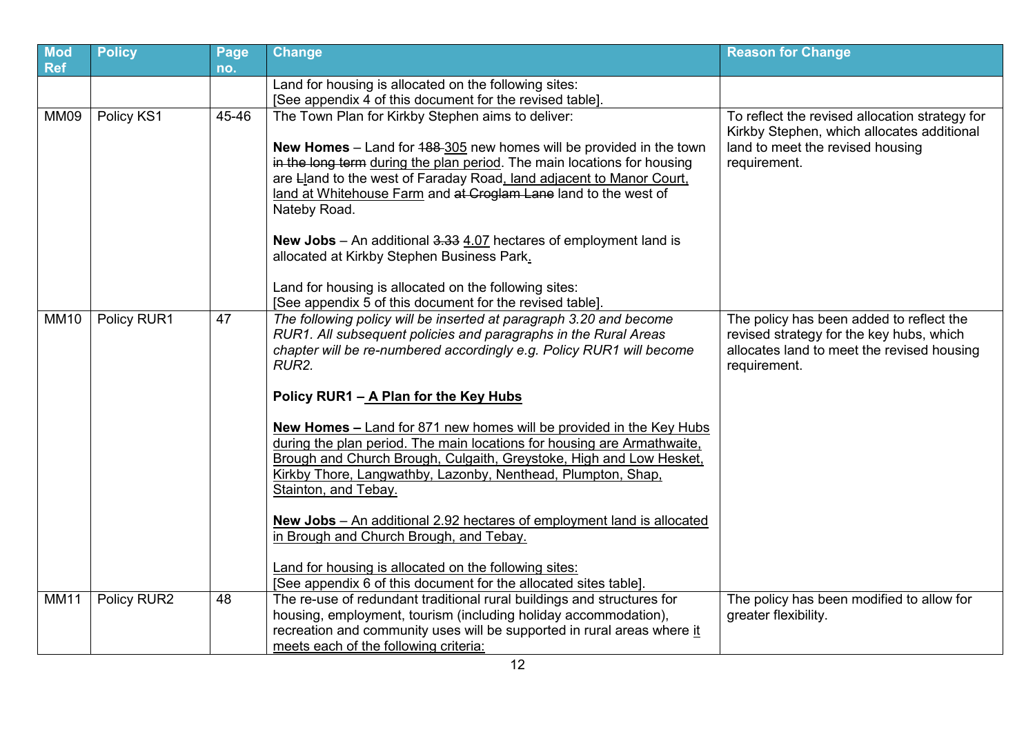| Mod Ref | Policy | Page no. | Change | Reason for Change |
|---|---|---|---|---|
| | | | Land for housing is allocated on the following sites:<br>[See appendix 4 of this document for the revised table]. | |
| MM09 | Policy KS1 | 45-46 | The Town Plan for Kirkby Stephen aims to deliver:<br><br>**New Homes** – Land for ~~188~~ <u>305</u> new homes will be provided in the town ~~in the long term~~ <u>during the plan period</u>. The main locations for housing are ~~L~~<u>l</u>and to the west of Faraday Road<u>, land adjacent to Manor Court, land at Whitehouse Farm</u> and ~~at Croglam Lane~~ land to the west of Nateby Road.<br><br>**New Jobs** – An additional ~~3.33~~ <u>4.07</u> hectares of employment land is allocated at Kirkby Stephen Business Park<u>.</u><br><br>Land for housing is allocated on the following sites:<br>[See appendix 5 of this document for the revised table]. | To reflect the revised allocation strategy for Kirkby Stephen, which allocates additional land to meet the revised housing requirement. |
| MM10 | Policy RUR1 | 47 | *The following policy will be inserted at paragraph 3.20 and become RUR1. All subsequent policies and paragraphs in the Rural Areas chapter will be re-numbered accordingly e.g. Policy RUR1 will become RUR2.*<br><br>**Policy RUR1 – <u>A Plan for the Key Hubs</u>**<br><br><u>**New Homes –** Land for 871 new homes will be provided in the Key Hubs during the plan period. The main locations for housing are Armathwaite, Brough and Church Brough, Culgaith, Greystoke, High and Low Hesket, Kirkby Thore, Langwathby, Lazonby, Nenthead, Plumpton, Shap, Stainton, and Tebay.</u><br><br><u>**New Jobs** – An additional 2.92 hectares of employment land is allocated in Brough and Church Brough, and Tebay.</u><br><br><u>Land for housing is allocated on the following sites:</u><br>[See appendix 6 of this document for the allocated sites table]. | The policy has been added to reflect the revised strategy for the key hubs, which allocates land to meet the revised housing requirement. |
| MM11 | Policy RUR2 | 48 | The re-use of redundant traditional rural buildings and structures for housing, employment, tourism (including holiday accommodation), recreation and community uses will be supported in rural areas where <u>it meets each of the following criteria:</u> | The policy has been modified to allow for greater flexibility. |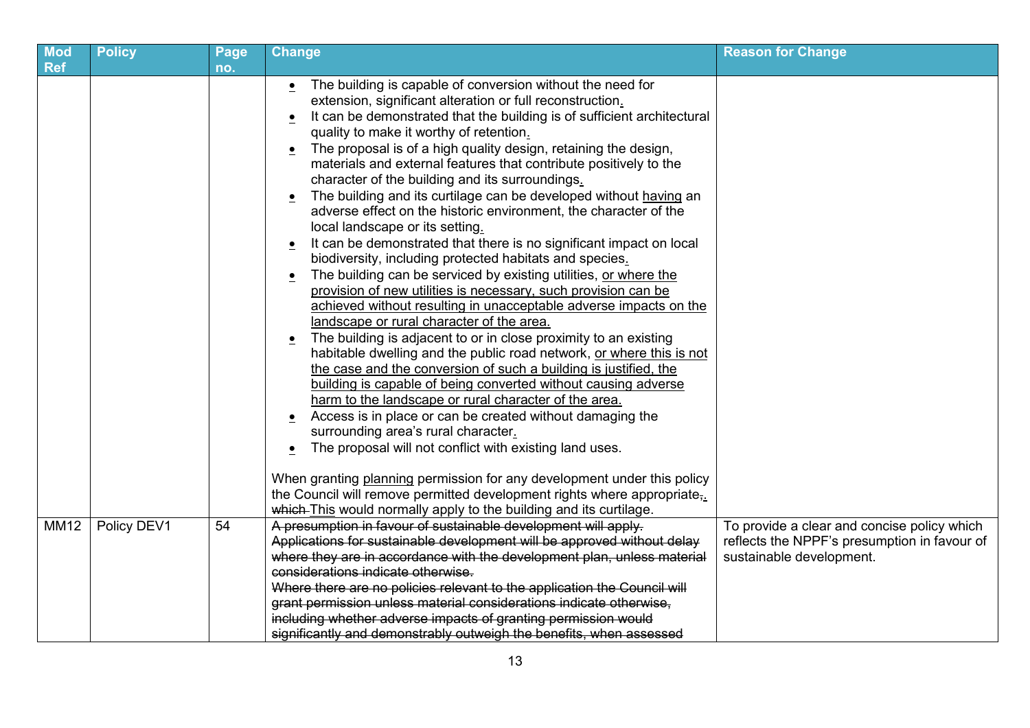| Mod Ref | Policy | Page no. | Change | Reason for Change |
|---|---|---|---|---|
| | | | • The building is capable of conversion without the need for extension, significant alteration or full reconstruction.<br>• It can be demonstrated that the building is of sufficient architectural quality to make it worthy of retention.<br>• The proposal is of a high quality design, retaining the design, materials and external features that contribute positively to the character of the building and its surroundings.<br>• The building and its curtilage can be developed without having an adverse effect on the historic environment, the character of the local landscape or its setting.<br>• It can be demonstrated that there is no significant impact on local biodiversity, including protected habitats and species.<br>• The building can be serviced by existing utilities, or where the provision of new utilities is necessary, such provision can be achieved without resulting in unacceptable adverse impacts on the landscape or rural character of the area.<br>• The building is adjacent to or in close proximity to an existing habitable dwelling and the public road network, or where this is not the case and the conversion of such a building is justified, the building is capable of being converted without causing adverse harm to the landscape or rural character of the area.<br>• Access is in place or can be created without damaging the surrounding area's rural character.<br>• The proposal will not conflict with existing land uses.<br><br>When granting planning permission for any development under this policy the Council will remove permitted development rights where appropriate,. which This would normally apply to the building and its curtilage. | |
| MM12 | Policy DEV1 | 54 | ~~A presumption in favour of sustainable development will apply. Applications for sustainable development will be approved without delay where they are in accordance with the development plan, unless material considerations indicate otherwise.~~<br>~~Where there are no policies relevant to the application the Council will grant permission unless material considerations indicate otherwise, including whether adverse impacts of granting permission would significantly and demonstrably outweigh the benefits, when assessed~~ | To provide a clear and concise policy which reflects the NPPF's presumption in favour of sustainable development. |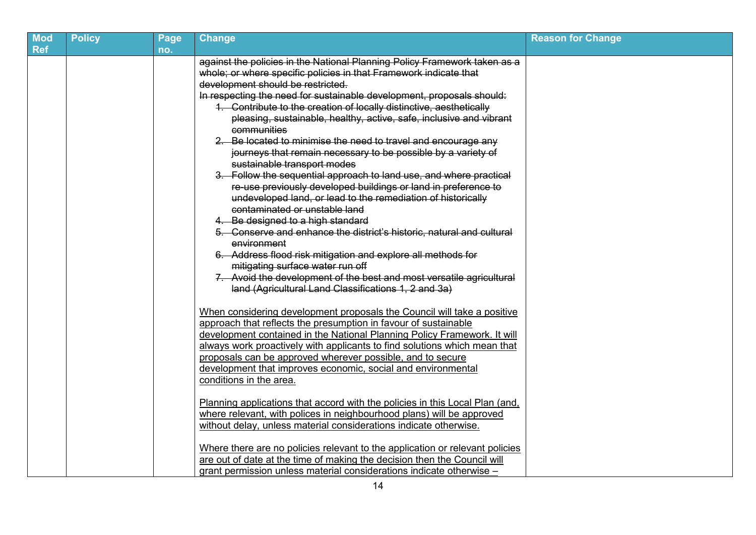| Mod Ref | Policy | Page no. | Change | Reason for Change |
|---|---|---|---|---|
| | | | ~~against the policies in the National Planning Policy Framework taken as a whole; or where specific policies in that Framework indicate that development should be restricted.~~<br>~~In respecting the need for sustainable development, proposals should:~~<br>~~1. Contribute to the creation of locally distinctive, aesthetically pleasing, sustainable, healthy, active, safe, inclusive and vibrant communities~~<br>~~2. Be located to minimise the need to travel and encourage any journeys that remain necessary to be possible by a variety of sustainable transport modes~~<br>~~3. Follow the sequential approach to land use, and where practical re-use previously developed buildings or land in preference to undeveloped land, or lead to the remediation of historically contaminated or unstable land~~<br>~~4. Be designed to a high standard~~<br>~~5. Conserve and enhance the district's historic, natural and cultural environment~~<br>~~6. Address flood risk mitigation and explore all methods for mitigating surface water run off~~<br>~~7. Avoid the development of the best and most versatile agricultural land (Agricultural Land Classifications 1, 2 and 3a)~~<br><br><u>When considering development proposals the Council will take a positive approach that reflects the presumption in favour of sustainable development contained in the National Planning Policy Framework. It will always work proactively with applicants to find solutions which mean that proposals can be approved wherever possible, and to secure development that improves economic, social and environmental conditions in the area.</u><br><br><u>Planning applications that accord with the policies in this Local Plan (and, where relevant, with polices in neighbourhood plans) will be approved without delay, unless material considerations indicate otherwise.</u><br><br><u>Where there are no policies relevant to the application or relevant policies are out of date at the time of making the decision then the Council will grant permission unless material considerations indicate otherwise –</u> | |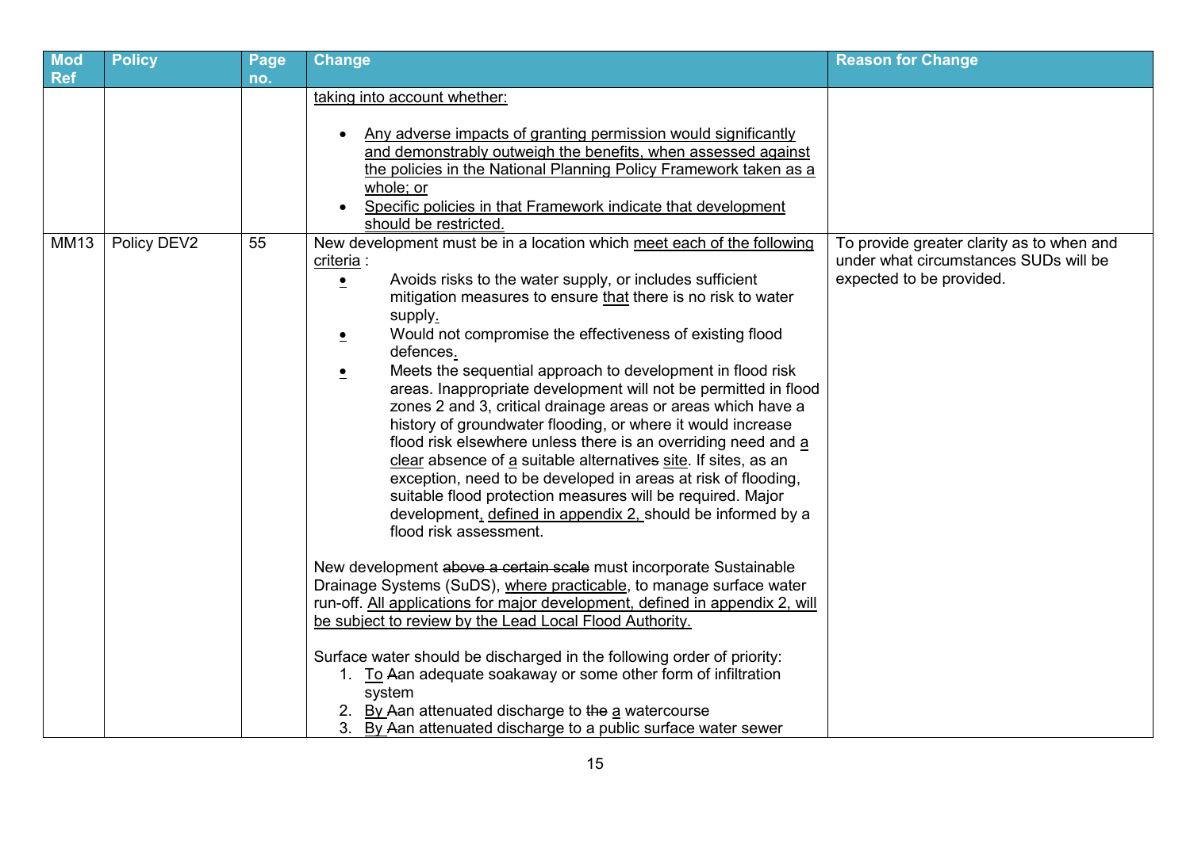| Mod Ref | Policy | Page no. | Change | Reason for Change |
|---|---|---|---|---|
| | | | taking into account whether:<br><br>• Any adverse impacts of granting permission would significantly and demonstrably outweigh the benefits, when assessed against the policies in the National Planning Policy Framework taken as a whole; or<br>• Specific policies in that Framework indicate that development should be restricted. | |
| MM13 | Policy DEV2 | 55 | New development must be in a location which meet each of the following criteria :<br>• Avoids risks to the water supply, or includes sufficient mitigation measures to ensure that there is no risk to water supply.<br>• Would not compromise the effectiveness of existing flood defences.<br>• Meets the sequential approach to development in flood risk areas. Inappropriate development will not be permitted in flood zones 2 and 3, critical drainage areas or areas which have a history of groundwater flooding, or where it would increase flood risk elsewhere unless there is an overriding need and a clear absence of a suitable alternatives site. If sites, as an exception, need to be developed in areas at risk of flooding, suitable flood protection measures will be required. Major development, defined in appendix 2, should be informed by a flood risk assessment.<br><br>New development ~~above a certain scale~~ must incorporate Sustainable Drainage Systems (SuDS), where practicable, to manage surface water run-off. All applications for major development, defined in appendix 2, will be subject to review by the Lead Local Flood Authority.<br><br>Surface water should be discharged in the following order of priority:<br>1. To ~~A~~an adequate soakaway or some other form of infiltration system<br>2. By ~~A~~an attenuated discharge to ~~the~~ a watercourse<br>3. By ~~A~~an attenuated discharge to a public surface water sewer | To provide greater clarity as to when and under what circumstances SUDs will be expected to be provided. |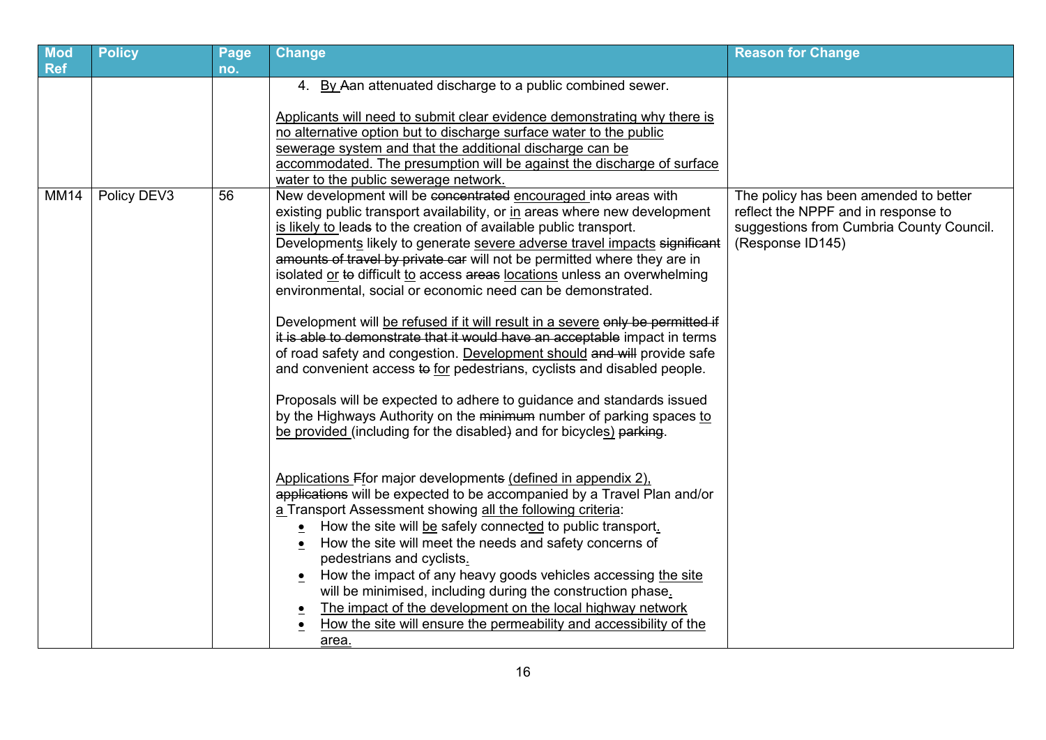| Mod Ref | Policy | Page no. | Change | Reason for Change |
|---|---|---|---|---|
| | | | 4. By Aan attenuated discharge to a public combined sewer.<br><br>Applicants will need to submit clear evidence demonstrating why there is no alternative option but to discharge surface water to the public sewerage system and that the additional discharge can be accommodated. The presumption will be against the discharge of surface water to the public sewerage network. | |
| MM14 | Policy DEV3 | 56 | New development will be concentrated encouraged into areas with existing public transport availability, or in areas where new development is likely to leads to the creation of available public transport. Developments likely to generate severe adverse travel impacts significant amounts of travel by private car will not be permitted where they are in isolated or to difficult to access areas locations unless an overwhelming environmental, social or economic need can be demonstrated.<br><br>Development will be refused if it will result in a severe only be permitted if it is able to demonstrate that it would have an acceptable impact in terms of road safety and congestion. Development should and will provide safe and convenient access to for pedestrians, cyclists and disabled people.<br><br>Proposals will be expected to adhere to guidance and standards issued by the Highways Authority on the minimum number of parking spaces to be provided (including for the disabled) and for bicycles) parking.<br><br>Applications Ffor major developments (defined in appendix 2), applications will be expected to be accompanied by a Travel Plan and/or a Transport Assessment showing all the following criteria:<br>• How the site will be safely connected to public transport.<br>• How the site will meet the needs and safety concerns of pedestrians and cyclists.<br>• How the impact of any heavy goods vehicles accessing the site will be minimised, including during the construction phase.<br>• The impact of the development on the local highway network<br>• How the site will ensure the permeability and accessibility of the area. | The policy has been amended to better reflect the NPPF and in response to suggestions from Cumbria County Council. (Response ID145) |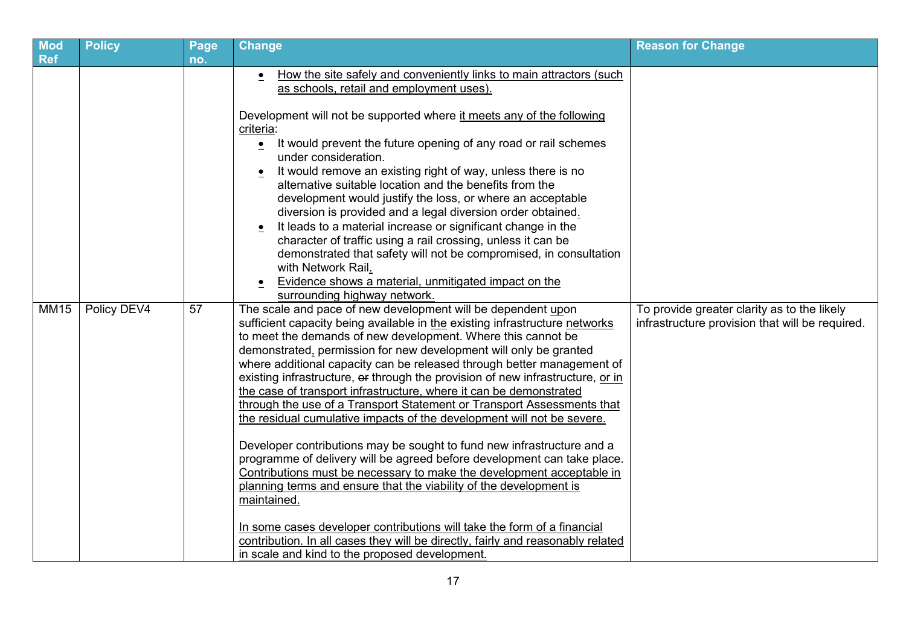| Mod Ref | Policy | Page no. | Change | Reason for Change |
|---|---|---|---|---|
| | | | • How the site safely and conveniently links to main attractors (such as schools, retail and employment uses).<br><br>Development will not be supported where it meets any of the following criteria:<br>• It would prevent the future opening of any road or rail schemes under consideration.<br>• It would remove an existing right of way, unless there is no alternative suitable location and the benefits from the development would justify the loss, or where an acceptable diversion is provided and a legal diversion order obtained.<br>• It leads to a material increase or significant change in the character of traffic using a rail crossing, unless it can be demonstrated that safety will not be compromised, in consultation with Network Rail.<br>• Evidence shows a material, unmitigated impact on the surrounding highway network. | |
| MM15 | Policy DEV4 | 57 | The scale and pace of new development will be dependent upon sufficient capacity being available in the existing infrastructure networks to meet the demands of new development. Where this cannot be demonstrated, permission for new development will only be granted where additional capacity can be released through better management of existing infrastructure, ~~or~~ through the provision of new infrastructure, or in the case of transport infrastructure, where it can be demonstrated through the use of a Transport Statement or Transport Assessments that the residual cumulative impacts of the development will not be severe.<br><br>Developer contributions may be sought to fund new infrastructure and a programme of delivery will be agreed before development can take place. Contributions must be necessary to make the development acceptable in planning terms and ensure that the viability of the development is maintained.<br><br>In some cases developer contributions will take the form of a financial contribution. In all cases they will be directly, fairly and reasonably related in scale and kind to the proposed development. | To provide greater clarity as to the likely infrastructure provision that will be required. |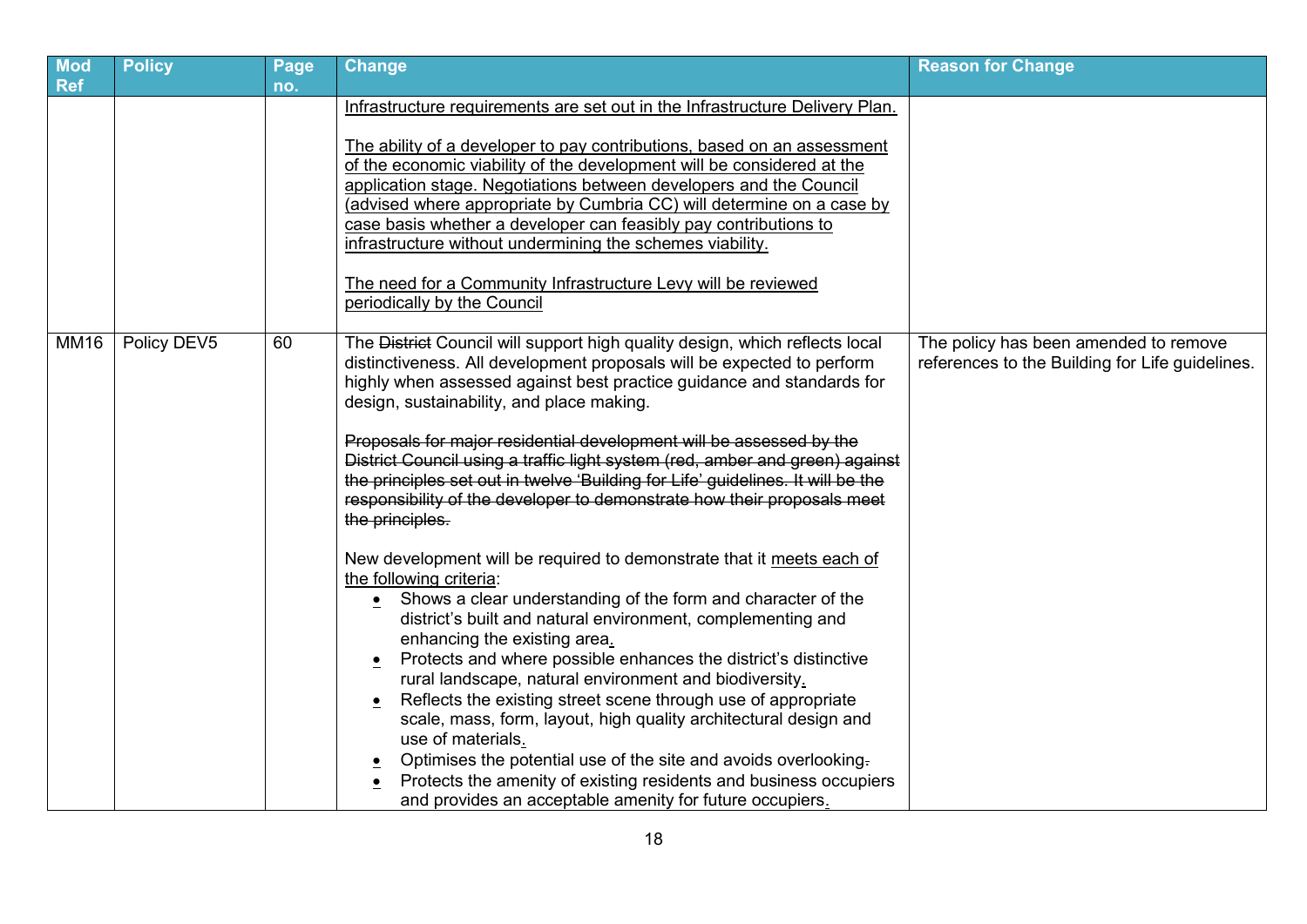| Mod Ref | Policy | Page no. | Change | Reason for Change |
|---|---|---|---|---|
| | | | <u>Infrastructure requirements are set out in the Infrastructure Delivery Plan.</u><br><br><u>The ability of a developer to pay contributions, based on an assessment of the economic viability of the development will be considered at the application stage. Negotiations between developers and the Council (advised where appropriate by Cumbria CC) will determine on a case by case basis whether a developer can feasibly pay contributions to infrastructure without undermining the schemes viability.</u><br><br><u>The need for a Community Infrastructure Levy will be reviewed periodically by the Council</u> | |
| MM16 | Policy DEV5 | 60 | The ~~District~~ Council will support high quality design, which reflects local distinctiveness. All development proposals will be expected to perform highly when assessed against best practice guidance and standards for design, sustainability, and place making.<br><br>~~Proposals for major residential development will be assessed by the District Council using a traffic light system (red, amber and green) against the principles set out in twelve 'Building for Life' guidelines. It will be the responsibility of the developer to demonstrate how their proposals meet the principles.~~<br><br>New development will be required to demonstrate that it <u>meets each of the following criteria</u>:<br>• Shows a clear understanding of the form and character of the district's built and natural environment, complementing and enhancing the existing area<u>.</u><br>• Protects and where possible enhances the district's distinctive rural landscape, natural environment and biodiversity<u>.</u><br>• Reflects the existing street scene through use of appropriate scale, mass, form, layout, high quality architectural design and use of materials<u>.</u><br>• Optimises the potential use of the site and avoids overlooking~~.~~<br>• Protects the amenity of existing residents and business occupiers and provides an acceptable amenity for future occupiers<u>.</u> | The policy has been amended to remove references to the Building for Life guidelines. |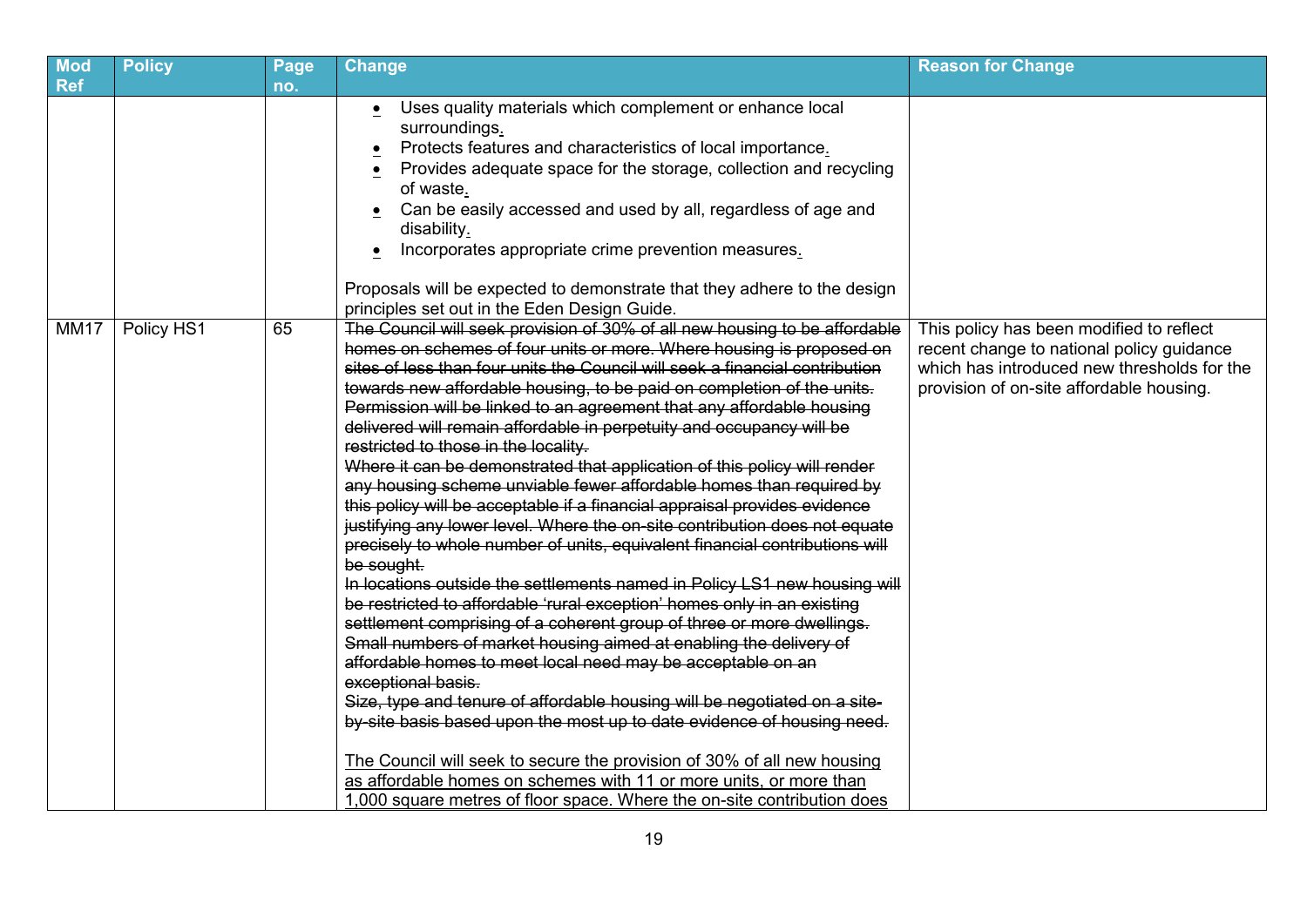| Mod Ref | Policy | Page no. | Change | Reason for Change |
|---|---|---|---|---|
| | | | • Uses quality materials which complement or enhance local surroundings<u>.</u><br>• Protects features and characteristics of local importance<u>.</u><br>• Provides adequate space for the storage, collection and recycling of waste<u>.</u><br>• Can be easily accessed and used by all, regardless of age and disability<u>.</u><br>• Incorporates appropriate crime prevention measures<u>.</u><br><br>Proposals will be expected to demonstrate that they adhere to the design principles set out in the Eden Design Guide. | |
| MM17 | Policy HS1 | 65 | ~~The Council will seek provision of 30% of all new housing to be affordable homes on schemes of four units or more. Where housing is proposed on sites of less than four units the Council will seek a financial contribution towards new affordable housing, to be paid on completion of the units. Permission will be linked to an agreement that any affordable housing delivered will remain affordable in perpetuity and occupancy will be restricted to those in the locality.~~<br>~~Where it can be demonstrated that application of this policy will render any housing scheme unviable fewer affordable homes than required by this policy will be acceptable if a financial appraisal provides evidence justifying any lower level. Where the on-site contribution does not equate precisely to whole number of units, equivalent financial contributions will be sought.~~<br>~~In locations outside the settlements named in Policy LS1 new housing will be restricted to affordable 'rural exception' homes only in an existing settlement comprising of a coherent group of three or more dwellings. Small numbers of market housing aimed at enabling the delivery of affordable homes to meet local need may be acceptable on an exceptional basis.~~<br>~~Size, type and tenure of affordable housing will be negotiated on a site-by-site basis based upon the most up to date evidence of housing need.~~<br><br><u>The Council will seek to secure the provision of 30% of all new housing as affordable homes on schemes with 11 or more units, or more than 1,000 square metres of floor space. Where the on-site contribution does</u> | This policy has been modified to reflect recent change to national policy guidance which has introduced new thresholds for the provision of on-site affordable housing. |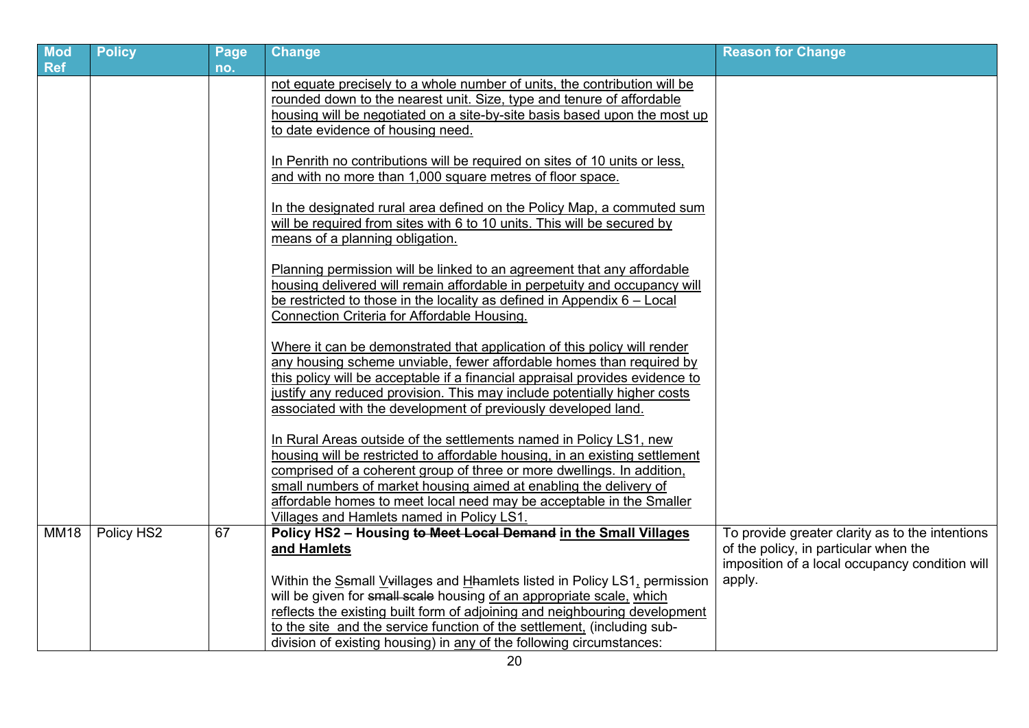| Mod Ref | Policy | Page no. | Change | Reason for Change |
|---|---|---|---|---|
| | | | <u>not equate precisely to a whole number of units, the contribution will be rounded down to the nearest unit. Size, type and tenure of affordable housing will be negotiated on a site-by-site basis based upon the most up to date evidence of housing need.</u><br><br><u>In Penrith no contributions will be required on sites of 10 units or less, and with no more than 1,000 square metres of floor space.</u><br><br><u>In the designated rural area defined on the Policy Map, a commuted sum will be required from sites with 6 to 10 units. This will be secured by means of a planning obligation.</u><br><br><u>Planning permission will be linked to an agreement that any affordable housing delivered will remain affordable in perpetuity and occupancy will be restricted to those in the locality as defined in Appendix 6 – Local Connection Criteria for Affordable Housing.</u><br><br><u>Where it can be demonstrated that application of this policy will render any housing scheme unviable, fewer affordable homes than required by this policy will be acceptable if a financial appraisal provides evidence to justify any reduced provision. This may include potentially higher costs associated with the development of previously developed land.</u><br><br><u>In Rural Areas outside of the settlements named in Policy LS1, new housing will be restricted to affordable housing, in an existing settlement comprised of a coherent group of three or more dwellings. In addition, small numbers of market housing aimed at enabling the delivery of affordable homes to meet local need may be acceptable in the Smaller Villages and Hamlets named in Policy LS1.</u> | |
| MM18 | Policy HS2 | 67 | **Policy HS2 – Housing ~~to Meet Local Demand~~ <u>in the Small Villages and Hamlets</u>**<br><br>Within the <u>S</u>~~s~~mall <u>V</u>~~v~~illages and <u>H</u>~~h~~amlets listed in Policy LS1<u>,</u> permission will be given for ~~small scale~~ housing <u>of an appropriate scale, which reflects the existing built form of adjoining and neighbouring development to the site and the service function of the settlement,</u> (including sub-division of existing housing) in <u>any of</u> the following circumstances: | To provide greater clarity as to the intentions of the policy, in particular when the imposition of a local occupancy condition will apply. |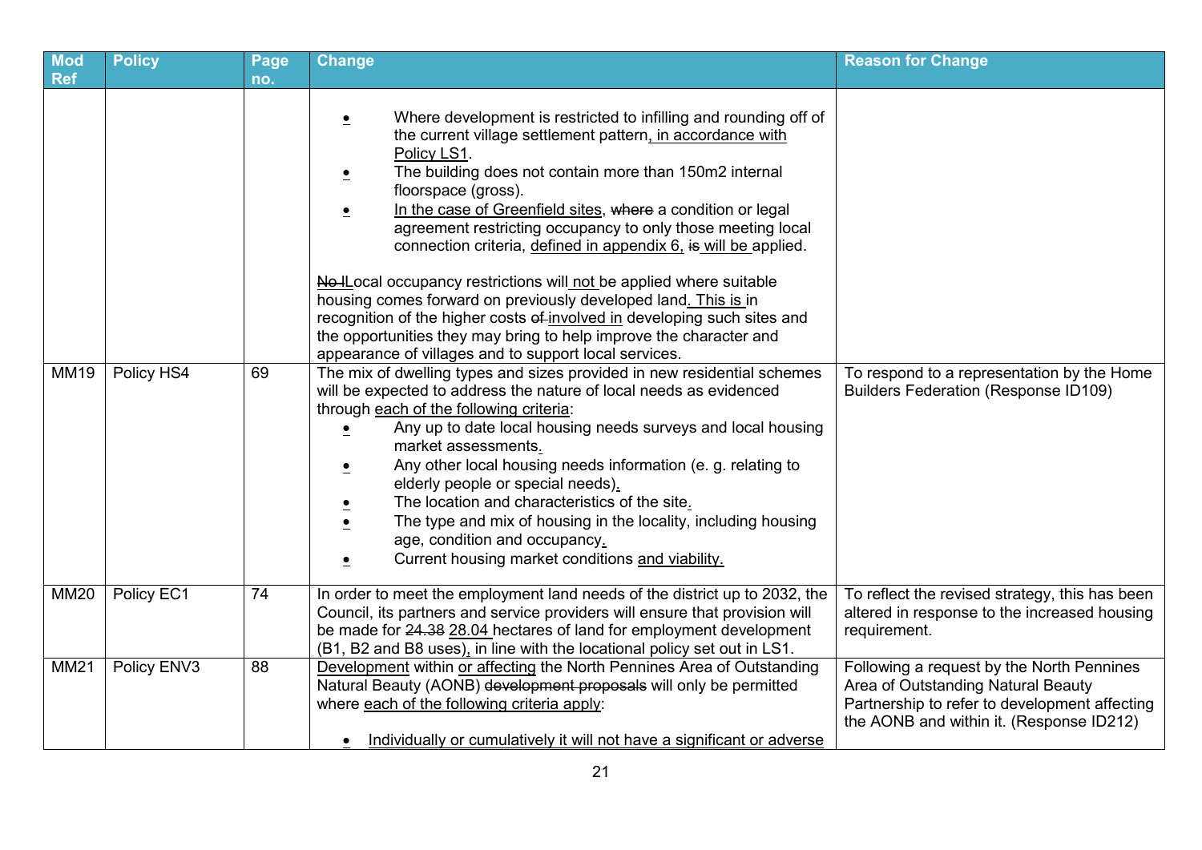| Mod Ref | Policy | Page no. | Change | Reason for Change |
|---|---|---|---|---|
| | | | • Where development is restricted to infilling and rounding off of the current village settlement pattern, in accordance with Policy LS1.<br>• The building does not contain more than 150m2 internal floorspace (gross).<br>• In the case of Greenfield sites, ~~where~~ a condition or legal agreement restricting occupancy to only those meeting local connection criteria, defined in appendix 6, ~~is~~ will be applied.<br><br>~~No l~~Local occupancy restrictions will not be applied where suitable housing comes forward on previously developed land. This is in recognition of the higher costs ~~of~~ involved in developing such sites and the opportunities they may bring to help improve the character and appearance of villages and to support local services. | |
| MM19 | Policy HS4 | 69 | The mix of dwelling types and sizes provided in new residential schemes will be expected to address the nature of local needs as evidenced through each of the following criteria:<br>• Any up to date local housing needs surveys and local housing market assessments.<br>• Any other local housing needs information (e. g. relating to elderly people or special needs).<br>• The location and characteristics of the site.<br>• The type and mix of housing in the locality, including housing age, condition and occupancy.<br>• Current housing market conditions and viability. | To respond to a representation by the Home Builders Federation (Response ID109) |
| MM20 | Policy EC1 | 74 | In order to meet the employment land needs of the district up to 2032, the Council, its partners and service providers will ensure that provision will be made for ~~24.38~~ 28.04 hectares of land for employment development (B1, B2 and B8 uses), in line with the locational policy set out in LS1. | To reflect the revised strategy, this has been altered in response to the increased housing requirement. |
| MM21 | Policy ENV3 | 88 | Development within or affecting the North Pennines Area of Outstanding Natural Beauty (AONB) ~~development proposals~~ will only be permitted where each of the following criteria apply:<br><br>• Individually or cumulatively it will not have a significant or adverse | Following a request by the North Pennines Area of Outstanding Natural Beauty Partnership to refer to development affecting the AONB and within it. (Response ID212) |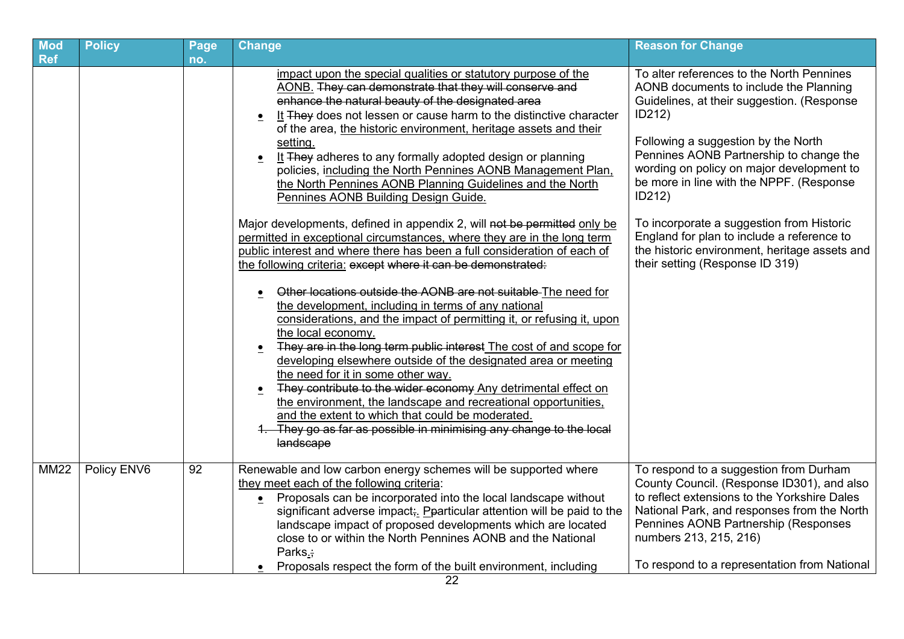| Mod Ref | Policy | Page no. | Change | Reason for Change |
|---|---|---|---|---|
| | | | <ul><li><u>impact upon the special qualities or statutory purpose of the AONB.</u> ~~They can demonstrate that they will conserve and enhance the natural beauty of the designated area~~</li><li><u>It</u> ~~They~~ does not lessen or cause harm to the distinctive character of the area, <u>the historic environment, heritage assets and their setting.</u></li><li><u>It</u> ~~They~~ adheres to any formally adopted design or planning policies, <u>including the North Pennines AONB Management Plan, the North Pennines AONB Planning Guidelines and the North Pennines AONB Building Design Guide.</u></li></ul>Major developments, defined in appendix 2, will ~~not be permitted~~ <u>only be permitted in exceptional circumstances, where they are in the long term public interest and where there has been a full consideration of each of the following criteria:</u> ~~except where it can be demonstrated:~~<ul><li>~~Other locations outside the AONB are not suitable~~ <u>The need for the development, including in terms of any national considerations, and the impact of permitting it, or refusing it, upon the local economy.</u></li><li>~~They are in the long term public interest~~ <u>The cost of and scope for developing elsewhere outside of the designated area or meeting the need for it in some other way.</u></li><li>~~They contribute to the wider economy~~ <u>Any detrimental effect on the environment, the landscape and recreational opportunities, and the extent to which that could be moderated.</u></li></ul>~~1. They go as far as possible in minimising any change to the local landscape~~ | To alter references to the North Pennines AONB documents to include the Planning Guidelines, at their suggestion. (Response ID212)<br><br>Following a suggestion by the North Pennines AONB Partnership to change the wording on policy on major development to be more in line with the NPPF. (Response ID212)<br><br>To incorporate a suggestion from Historic England for plan to include a reference to the historic environment, heritage assets and their setting (Response ID 319) |
| MM22 | Policy ENV6 | 92 | Renewable and low carbon energy schemes will be supported where <u>they meet each of the following criteria</u>:<ul><li>Proposals can be incorporated into the local landscape without significant adverse impact~~;~~<u>.</u> <u>P</u>~~p~~articular attention will be paid to the landscape impact of proposed developments which are located close to or within the North Pennines AONB and the National Parks<u>.</u>~~;~~</li><li>Proposals respect the form of the built environment, including</li></ul> | To respond to a suggestion from Durham County Council. (Response ID301), and also to reflect extensions to the Yorkshire Dales National Park, and responses from the North Pennines AONB Partnership (Responses numbers 213, 215, 216)<br><br>To respond to a representation from National |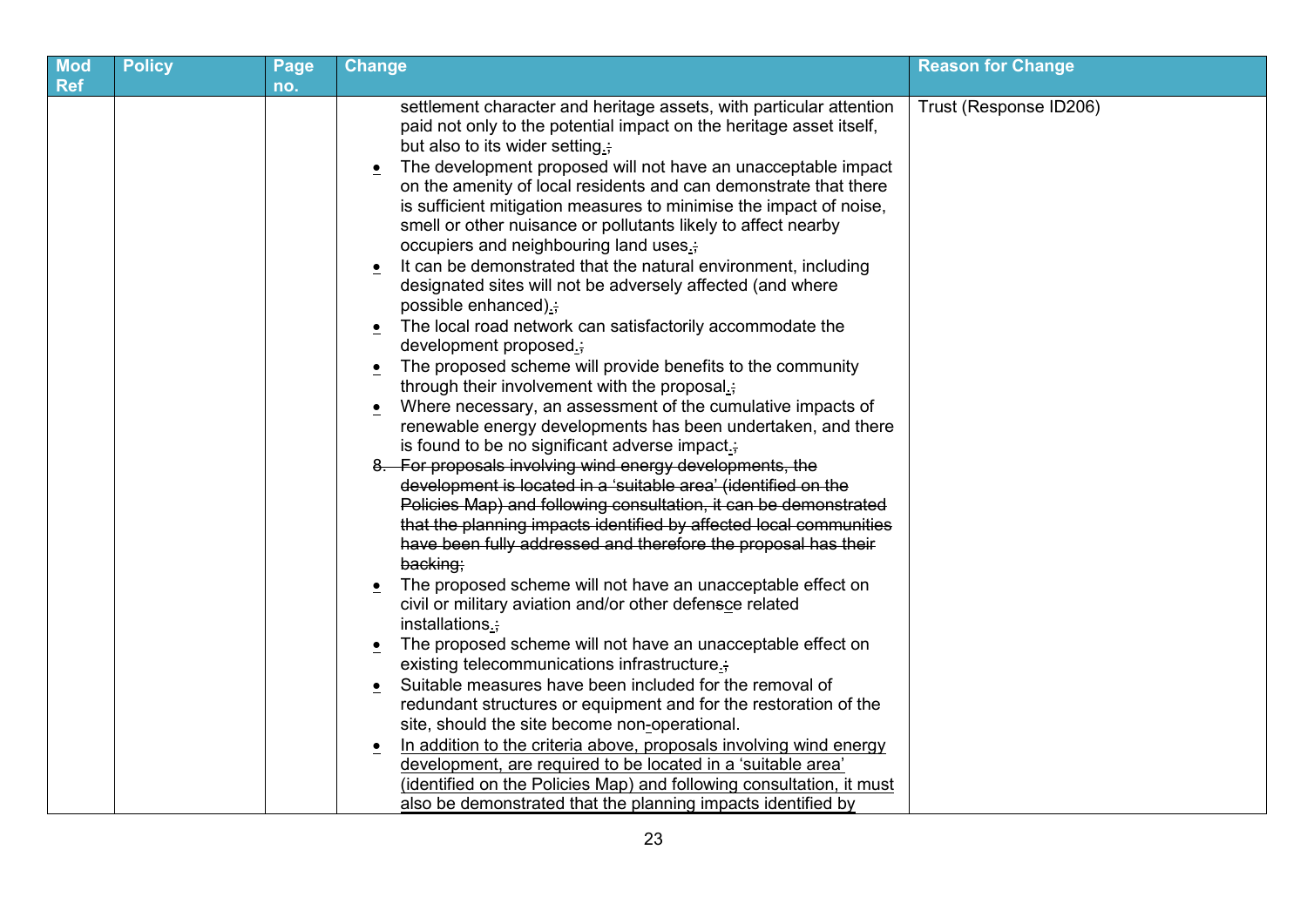| Mod Ref | Policy | Page no. | Change | Reason for Change |
|---|---|---|---|---|
| | | | settlement character and heritage assets, with particular attention paid not only to the potential impact on the heritage asset itself, but also to its wider setting.~~;~~<br>• The development proposed will not have an unacceptable impact on the amenity of local residents and can demonstrate that there is sufficient mitigation measures to minimise the impact of noise, smell or other nuisance or pollutants likely to affect nearby occupiers and neighbouring land uses.~~;~~<br>• It can be demonstrated that the natural environment, including designated sites will not be adversely affected (and where possible enhanced).~~;~~<br>• The local road network can satisfactorily accommodate the development proposed.~~;~~<br>• The proposed scheme will provide benefits to the community through their involvement with the proposal.~~;~~<br>• Where necessary, an assessment of the cumulative impacts of renewable energy developments has been undertaken, and there is found to be no significant adverse impact.~~;~~<br>~~8. For proposals involving wind energy developments, the development is located in a 'suitable area' (identified on the Policies Map) and following consultation, it can be demonstrated that the planning impacts identified by affected local communities have been fully addressed and therefore the proposal has their backing;~~<br>• The proposed scheme will not have an unacceptable effect on civil or military aviation and/or other defen~~s~~ce related installations.~~;~~<br>• The proposed scheme will not have an unacceptable effect on existing telecommunications infrastructure.~~;~~<br>• Suitable measures have been included for the removal of redundant structures or equipment and for the restoration of the site, should the site become non-operational.<br>• <u>In addition to the criteria above, proposals involving wind energy development, are required to be located in a 'suitable area' (identified on the Policies Map) and following consultation, it must also be demonstrated that the planning impacts identified by</u> | Trust (Response ID206) |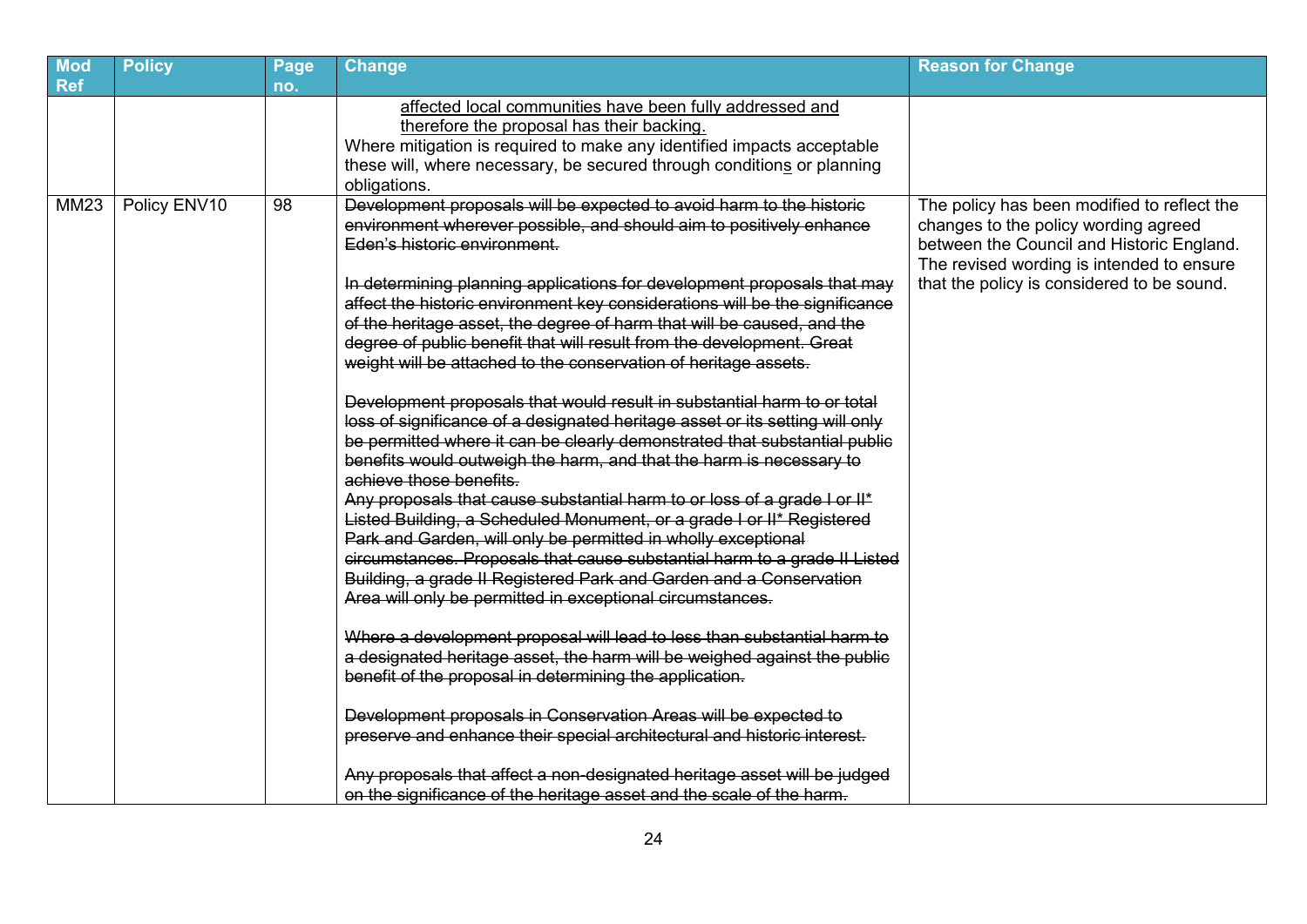| Mod Ref | Policy | Page no. | Change | Reason for Change |
|---|---|---|---|---|
| | | | <u>affected local communities have been fully addressed and therefore the proposal has their backing.</u><br>Where mitigation is required to make any identified impacts acceptable these will, where necessary, be secured through condition<u>s</u> or planning obligations. | |
| MM23 | Policy ENV10 | 98 | ~~Development proposals will be expected to avoid harm to the historic environment wherever possible, and should aim to positively enhance Eden's historic environment.~~<br><br>~~In determining planning applications for development proposals that may affect the historic environment key considerations will be the significance of the heritage asset, the degree of harm that will be caused, and the degree of public benefit that will result from the development. Great weight will be attached to the conservation of heritage assets.~~<br><br>~~Development proposals that would result in substantial harm to or total loss of significance of a designated heritage asset or its setting will only be permitted where it can be clearly demonstrated that substantial public benefits would outweigh the harm, and that the harm is necessary to achieve those benefits.~~<br>~~Any proposals that cause substantial harm to or loss of a grade I or II* Listed Building, a Scheduled Monument, or a grade I or II* Registered Park and Garden, will only be permitted in wholly exceptional circumstances. Proposals that cause substantial harm to a grade II Listed Building, a grade II Registered Park and Garden and a Conservation Area will only be permitted in exceptional circumstances.~~<br><br>~~Where a development proposal will lead to less than substantial harm to a designated heritage asset, the harm will be weighed against the public benefit of the proposal in determining the application.~~<br><br>~~Development proposals in Conservation Areas will be expected to preserve and enhance their special architectural and historic interest.~~<br><br>~~Any proposals that affect a non-designated heritage asset will be judged on the significance of the heritage asset and the scale of the harm.~~ | The policy has been modified to reflect the changes to the policy wording agreed between the Council and Historic England. The revised wording is intended to ensure that the policy is considered to be sound. |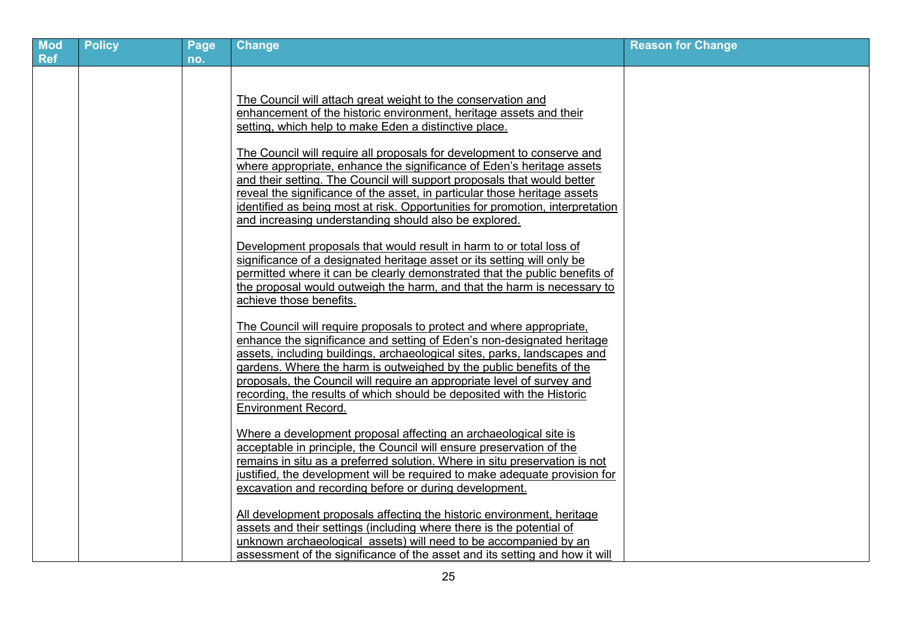| Mod Ref | Policy | Page no. | Change | Reason for Change |
|---|---|---|---|---|
| | | | The Council will attach great weight to the conservation and enhancement of the historic environment, heritage assets and their setting, which help to make Eden a distinctive place.<br><br>The Council will require all proposals for development to conserve and where appropriate, enhance the significance of Eden's heritage assets and their setting. The Council will support proposals that would better reveal the significance of the asset, in particular those heritage assets identified as being most at risk. Opportunities for promotion, interpretation and increasing understanding should also be explored.<br><br>Development proposals that would result in harm to or total loss of significance of a designated heritage asset or its setting will only be permitted where it can be clearly demonstrated that the public benefits of the proposal would outweigh the harm, and that the harm is necessary to achieve those benefits.<br><br>The Council will require proposals to protect and where appropriate, enhance the significance and setting of Eden's non-designated heritage assets, including buildings, archaeological sites, parks, landscapes and gardens. Where the harm is outweighed by the public benefits of the proposals, the Council will require an appropriate level of survey and recording, the results of which should be deposited with the Historic Environment Record.<br><br>Where a development proposal affecting an archaeological site is acceptable in principle, the Council will ensure preservation of the remains in situ as a preferred solution. Where in situ preservation is not justified, the development will be required to make adequate provision for excavation and recording before or during development.<br><br>All development proposals affecting the historic environment, heritage assets and their settings (including where there is the potential of unknown archaeological assets) will need to be accompanied by an assessment of the significance of the asset and its setting and how it will | |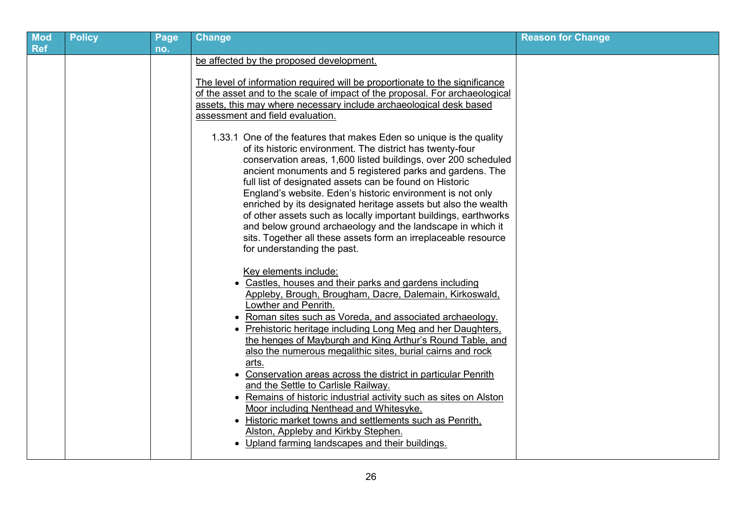| Mod Ref | Policy | Page no. | Change | Reason for Change |
| --- | --- | --- | --- | --- |
| | | | be affected by the proposed development.<br><br>The level of information required will be proportionate to the significance of the asset and to the scale of impact of the proposal. For archaeological assets, this may where necessary include archaeological desk based assessment and field evaluation.<br><br>1.33.1 One of the features that makes Eden so unique is the quality of its historic environment. The district has twenty-four conservation areas, 1,600 listed buildings, over 200 scheduled ancient monuments and 5 registered parks and gardens. The full list of designated assets can be found on Historic England's website. Eden's historic environment is not only enriched by its designated heritage assets but also the wealth of other assets such as locally important buildings, earthworks and below ground archaeology and the landscape in which it sits. Together all these assets form an irreplaceable resource for understanding the past.<br><br>Key elements include:<br>• Castles, houses and their parks and gardens including Appleby, Brough, Brougham, Dacre, Dalemain, Kirkoswald, Lowther and Penrith.<br>• Roman sites such as Voreda, and associated archaeology.<br>• Prehistoric heritage including Long Meg and her Daughters, the henges of Mayburgh and King Arthur's Round Table, and also the numerous megalithic sites, burial cairns and rock arts.<br>• Conservation areas across the district in particular Penrith and the Settle to Carlisle Railway.<br>• Remains of historic industrial activity such as sites on Alston Moor including Nenthead and Whitesyke.<br>• Historic market towns and settlements such as Penrith, Alston, Appleby and Kirkby Stephen.<br>• Upland farming landscapes and their buildings. | |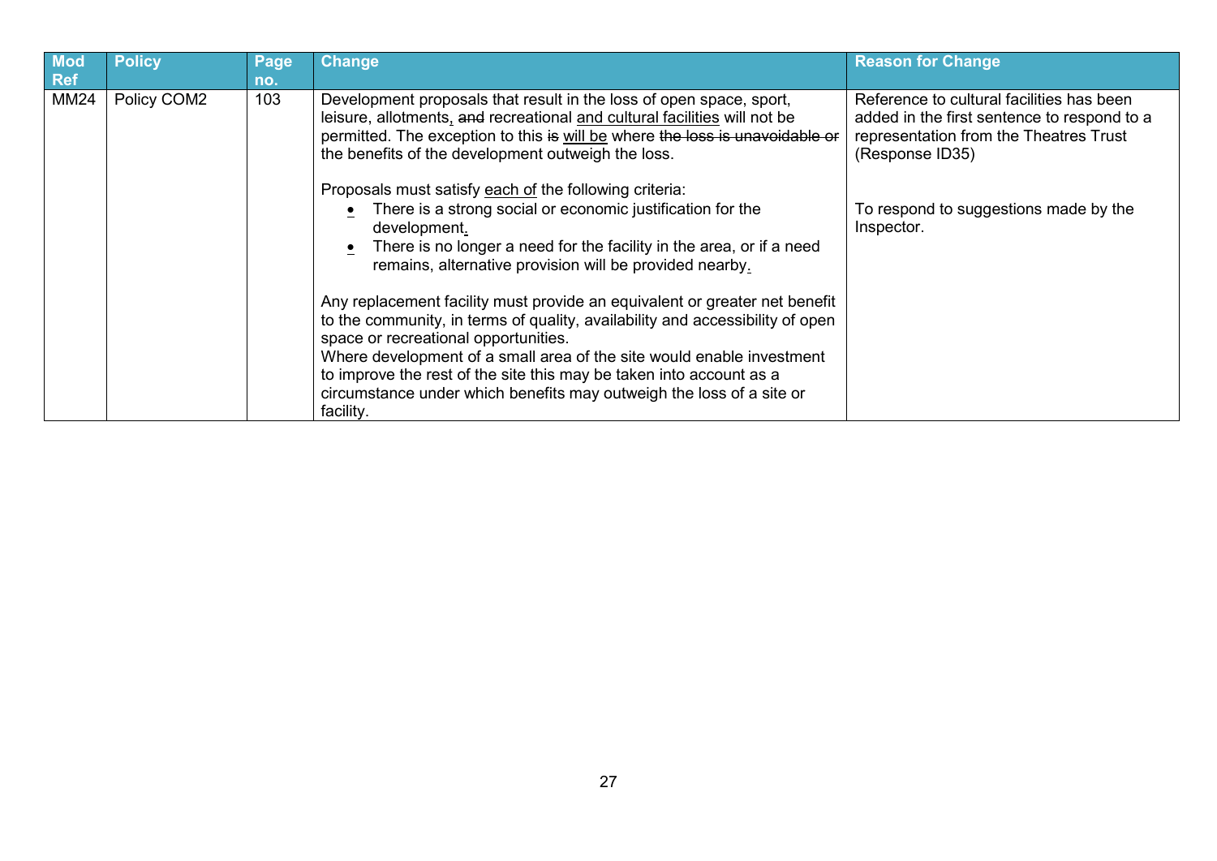| Mod Ref | Policy | Page no. | Change | Reason for Change |
|---|---|---|---|---|
| MM24 | Policy COM2 | 103 | Development proposals that result in the loss of open space, sport, leisure, allotments, ~~and~~ recreational <u>and cultural facilities</u> will not be permitted. The exception to this ~~is~~ <u>will be</u> where ~~the loss is unavoidable or~~ the benefits of the development outweigh the loss.<br><br>Proposals must satisfy <u>each of</u> the following criteria:<br>• There is a strong social or economic justification for the development<u>.</u><br>• There is no longer a need for the facility in the area, or if a need remains, alternative provision will be provided nearby<u>.</u><br><br>Any replacement facility must provide an equivalent or greater net benefit to the community, in terms of quality, availability and accessibility of open space or recreational opportunities.<br>Where development of a small area of the site would enable investment to improve the rest of the site this may be taken into account as a circumstance under which benefits may outweigh the loss of a site or facility. | Reference to cultural facilities has been added in the first sentence to respond to a representation from the Theatres Trust (Response ID35)<br><br>To respond to suggestions made by the Inspector. |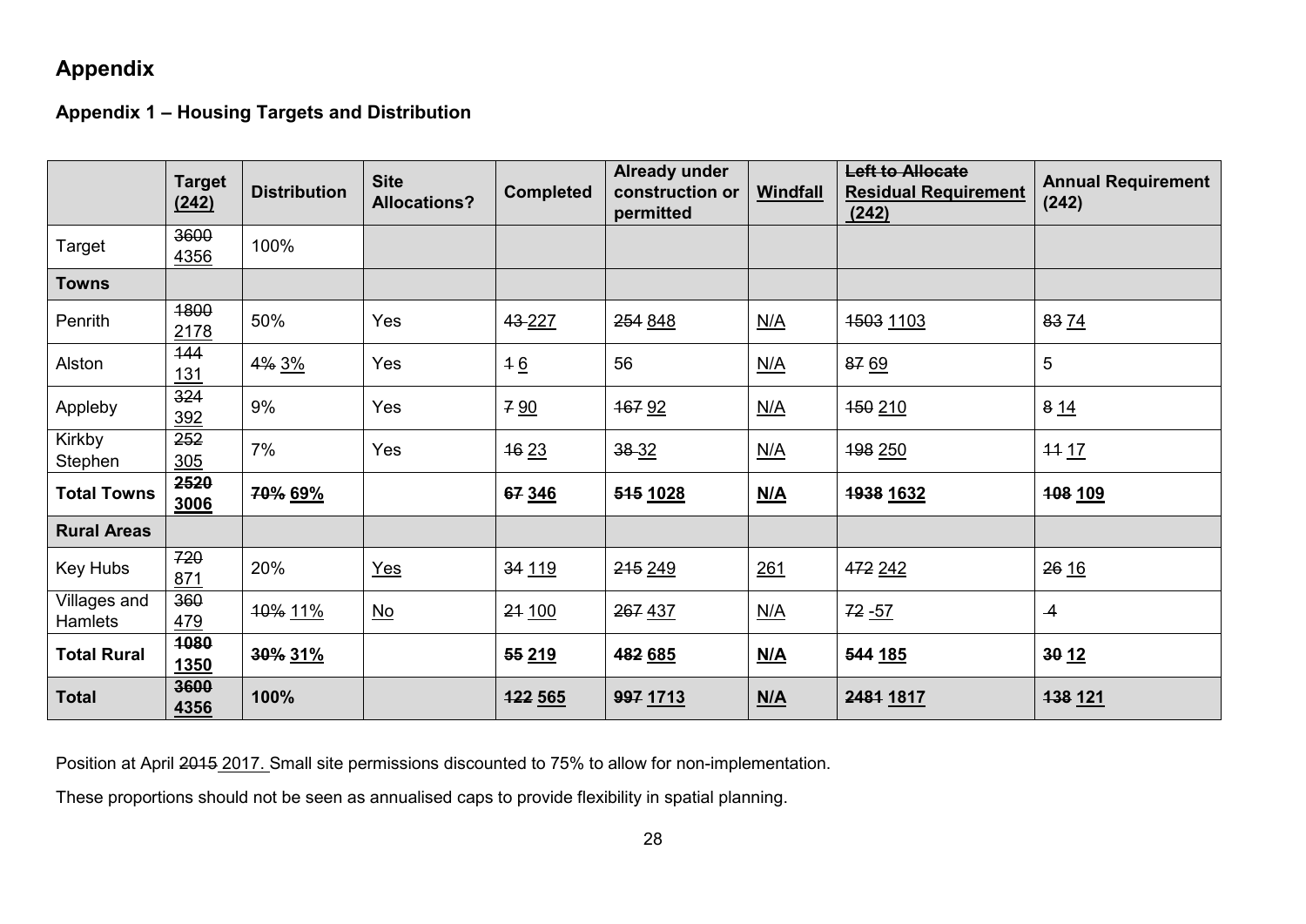# Appendix

## Appendix 1 – Housing Targets and Distribution

| | Target (242) | Distribution | Site Allocations? | Completed | Already under construction or permitted | Windfall | ~~Left to Allocate~~ Residual Requirement (242) | Annual Requirement (242) |
|---|---|---|---|---|---|---|---|---|
| Target | ~~3600~~ 4356 | 100% | | | | | | |
| **Towns** | | | | | | | | |
| Penrith | ~~1800~~ 2178 | 50% | Yes | ~~43~~ 227 | ~~254~~ 848 | N/A | ~~1503~~ 1103 | ~~83~~ 74 |
| Alston | ~~144~~ 131 | ~~4%~~ 3% | Yes | ~~1~~ 6 | 56 | N/A | ~~87~~ 69 | 5 |
| Appleby | ~~324~~ 392 | 9% | Yes | ~~7~~ 90 | ~~167~~ 92 | N/A | ~~150~~ 210 | ~~8~~ 14 |
| Kirkby Stephen | ~~252~~ 305 | 7% | Yes | ~~16~~ 23 | ~~38~~ 32 | N/A | ~~198~~ 250 | ~~11~~ 17 |
| **Total Towns** | **~~2520~~ 3006** | **~~70%~~ 69%** | | **~~67~~ 346** | **~~515~~ 1028** | **N/A** | **~~1938~~ 1632** | **~~108~~ 109** |
| **Rural Areas** | | | | | | | | |
| Key Hubs | ~~720~~ 871 | 20% | Yes | ~~34~~ 119 | ~~215~~ 249 | 261 | ~~472~~ 242 | ~~26~~ 16 |
| Villages and Hamlets | ~~360~~ 479 | ~~10%~~ 11% | No | ~~21~~ 100 | ~~267~~ 437 | N/A | ~~72~~ -57 | ~~4~~ |
| **Total Rural** | **~~1080~~ 1350** | **~~30%~~ 31%** | | **~~55~~ 219** | **~~482~~ 685** | **N/A** | **~~544~~ 185** | **~~30~~ 12** |
| **Total** | **~~3600~~ 4356** | **100%** | | **~~122~~ 565** | **~~997~~ 1713** | **N/A** | **~~2481~~ 1817** | **~~138~~ 121** |

Position at April ~~2015~~ 2017. Small site permissions discounted to 75% to allow for non-implementation.

These proportions should not be seen as annualised caps to provide flexibility in spatial planning.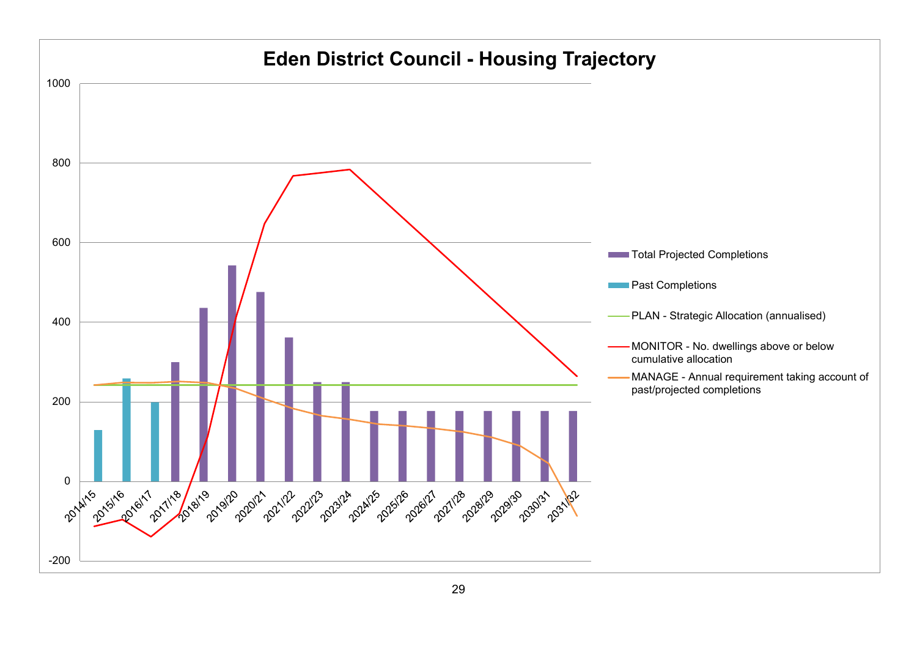# Eden District Council - Housing Trajectory

- Total Projected Completions
- Past Completions
- PLAN - Strategic Allocation (annualised)
- MONITOR - No. dwellings above or below cumulative allocation
- MANAGE - Annual requirement taking account of past/projected completions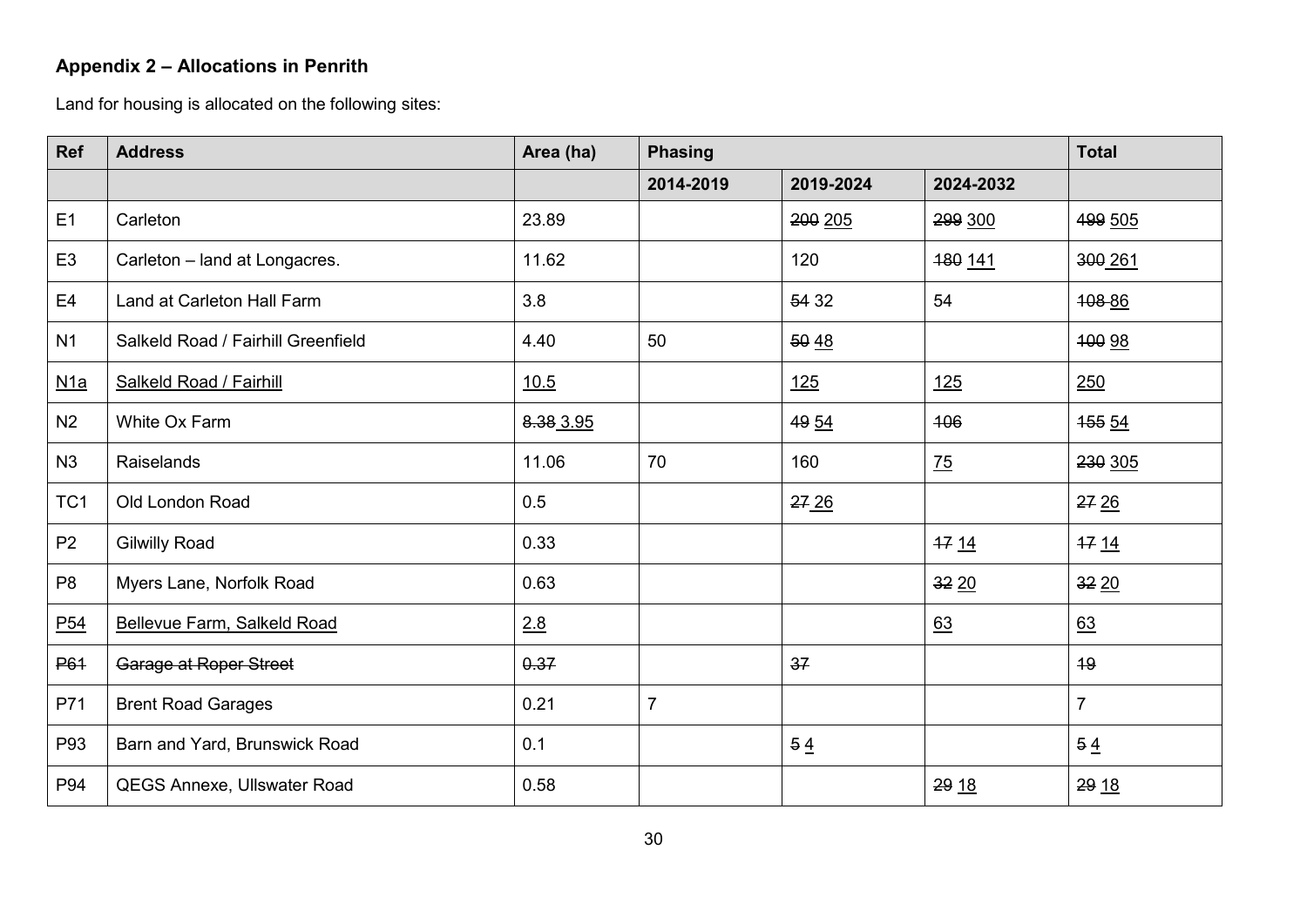## Appendix 2 – Allocations in Penrith

Land for housing is allocated on the following sites:

| Ref | Address | Area (ha) | Phasing | | | Total |
|---|---|---|---|---|---|---|
| | | | 2014-2019 | 2019-2024 | 2024-2032 | |
| E1 | Carleton | 23.89 | | ~~200~~ 205 | ~~299~~ 300 | ~~499~~ 505 |
| E3 | Carleton – land at Longacres. | 11.62 | | 120 | ~~180~~ 141 | ~~300~~ 261 |
| E4 | Land at Carleton Hall Farm | 3.8 | | ~~54~~ 32 | 54 | ~~108~~ 86 |
| N1 | Salkeld Road / Fairhill Greenfield | 4.40 | 50 | ~~50~~ 48 | | ~~100~~ 98 |
| N1a | Salkeld Road / Fairhill | 10.5 | | 125 | 125 | 250 |
| N2 | White Ox Farm | ~~8.38~~ 3.95 | | ~~49~~ 54 | ~~106~~ | ~~155~~ 54 |
| N3 | Raiselands | 11.06 | 70 | 160 | 75 | ~~230~~ 305 |
| TC1 | Old London Road | 0.5 | | ~~27~~ 26 | | ~~27~~ 26 |
| P2 | Gilwilly Road | 0.33 | | | ~~17~~ 14 | ~~17~~ 14 |
| P8 | Myers Lane, Norfolk Road | 0.63 | | | ~~32~~ 20 | ~~32~~ 20 |
| P54 | Bellevue Farm, Salkeld Road | 2.8 | | | 63 | 63 |
| ~~P61~~ | ~~Garage at Roper Street~~ | ~~0.37~~ | | ~~37~~ | | ~~19~~ |
| P71 | Brent Road Garages | 0.21 | 7 | | | 7 |
| P93 | Barn and Yard, Brunswick Road | 0.1 | | ~~5~~ 4 | | ~~5~~ 4 |
| P94 | QEGS Annexe, Ullswater Road | 0.58 | | | ~~29~~ 18 | ~~29~~ 18 |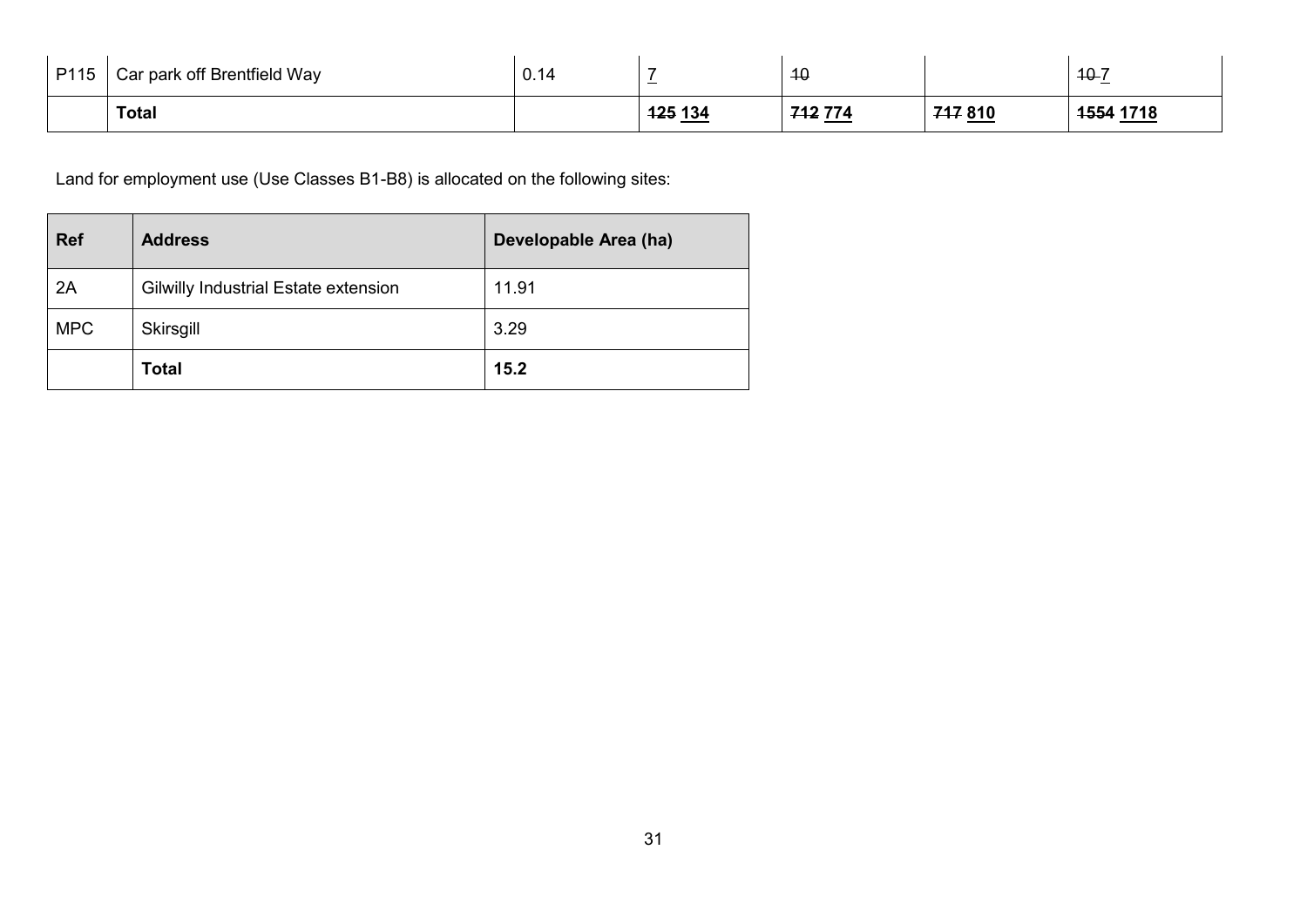| P115 | Car park off Brentfield Way | 0.14 | <u>7</u> | ~~10~~ | | ~~10~~ <u>7</u> |
|---|---|---|---|---|---|---|
| | **Total** | | **~~125~~ <u>134</u>** | **~~712~~ <u>774</u>** | **~~717~~ <u>810</u>** | **~~1554~~ <u>1718</u>** |

Land for employment use (Use Classes B1-B8) is allocated on the following sites:

| Ref | Address | Developable Area (ha) |
|---|---|---|
| 2A | Gilwilly Industrial Estate extension | 11.91 |
| MPC | Skirsgill | 3.29 |
| | **Total** | **15.2** |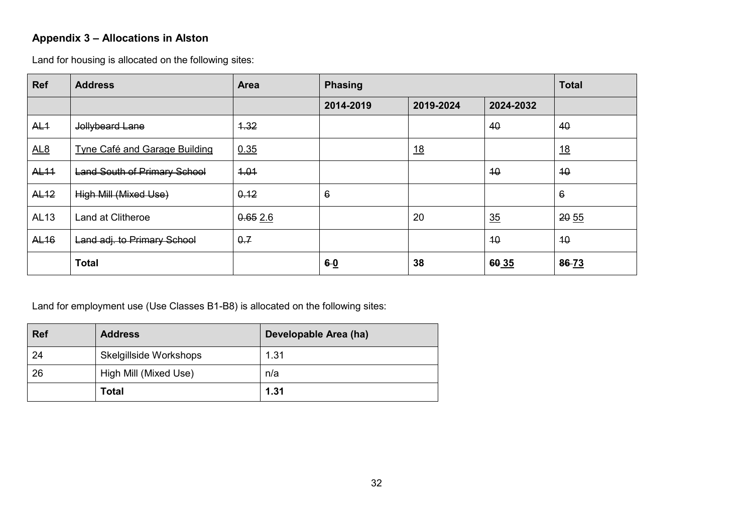## Appendix 3 – Allocations in Alston

Land for housing is allocated on the following sites:

| Ref | Address | Area | Phasing | | | Total |
|---|---|---|---|---|---|---|
| | | | 2014-2019 | 2019-2024 | 2024-2032 | |
| ~~AL1~~ | ~~Jollybeard Lane~~ | ~~1.32~~ | | | ~~40~~ | ~~40~~ |
| AL8 | Tyne Café and Garage Building | 0.35 | | 18 | | 18 |
| ~~AL11~~ | ~~Land South of Primary School~~ | ~~1.01~~ | | | ~~10~~ | ~~10~~ |
| ~~AL12~~ | ~~High Mill (Mixed Use)~~ | ~~0.12~~ | ~~6~~ | | | ~~6~~ |
| AL13 | Land at Clitheroe | ~~0.65~~ 2.6 | | 20 | 35 | ~~20~~ 55 |
| ~~AL16~~ | ~~Land adj. to Primary School~~ | ~~0.7~~ | | | ~~10~~ | ~~10~~ |
| | **Total** | | **~~6~~ 0** | **38** | **~~60~~ 35** | **~~86~~ 73** |

Land for employment use (Use Classes B1-B8) is allocated on the following sites:

| Ref | Address | Developable Area (ha) |
|---|---|---|
| 24 | Skelgillside Workshops | 1.31 |
| 26 | High Mill (Mixed Use) | n/a |
| | **Total** | **1.31** |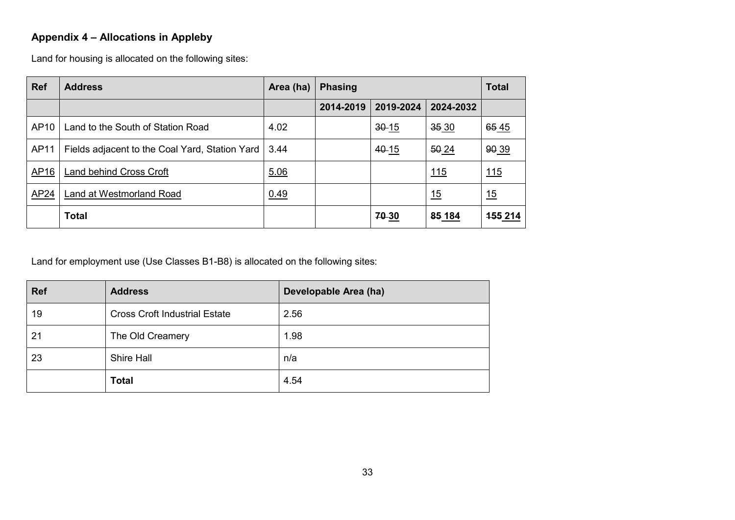### Appendix 4 – Allocations in Appleby

Land for housing is allocated on the following sites:

| Ref | Address | Area (ha) | Phasing | | | Total |
|---|---|---|---|---|---|---|
| | | | 2014-2019 | 2019-2024 | 2024-2032 | |
| AP10 | Land to the South of Station Road | 4.02 | | ~~30~~ 15 | ~~35~~ 30 | ~~65~~ 45 |
| AP11 | Fields adjacent to the Coal Yard, Station Yard | 3.44 | | ~~40~~ 15 | ~~50~~ 24 | ~~90~~ 39 |
| AP16 | Land behind Cross Croft | 5.06 | | | 115 | 115 |
| AP24 | Land at Westmorland Road | 0.49 | | | 15 | 15 |
| | **Total** | | | **~~70~~ 30** | **~~85~~ 184** | **~~155~~ 214** |

Land for employment use (Use Classes B1-B8) is allocated on the following sites:

| Ref | Address | Developable Area (ha) |
|---|---|---|
| 19 | Cross Croft Industrial Estate | 2.56 |
| 21 | The Old Creamery | 1.98 |
| 23 | Shire Hall | n/a |
| | **Total** | 4.54 |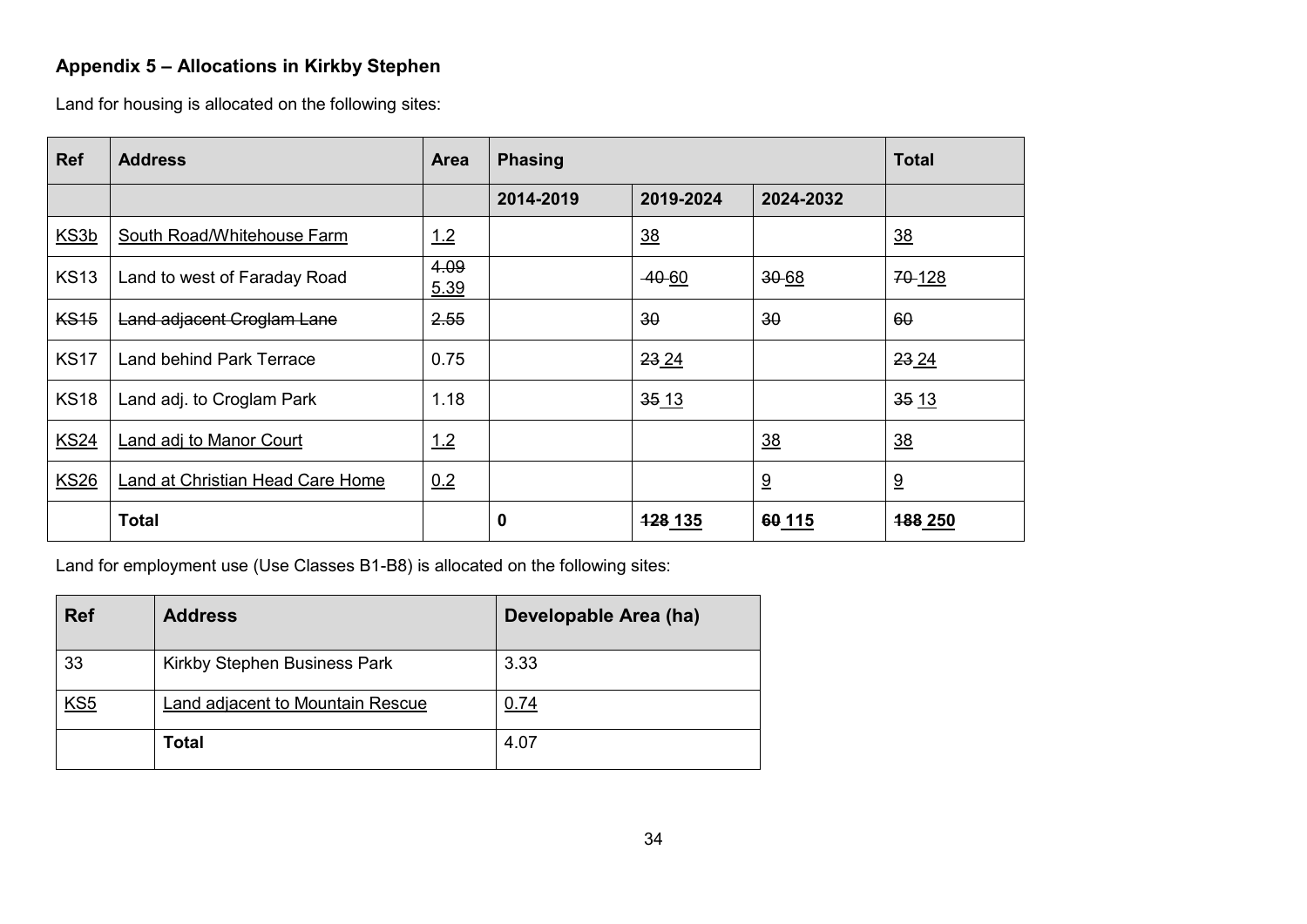**Appendix 5 – Allocations in Kirkby Stephen**

Land for housing is allocated on the following sites:

| Ref | Address | Area | Phasing | | | Total |
|---|---|---|---|---|---|---|
| | | | 2014-2019 | 2019-2024 | 2024-2032 | |
| KS3b | South Road/Whitehouse Farm | 1.2 | | 38 | | 38 |
| KS13 | Land to west of Faraday Road | ~~4.09~~ 5.39 | | ~~40~~ 60 | ~~30~~ 68 | ~~70~~ 128 |
| ~~KS15~~ | ~~Land adjacent Croglam Lane~~ | ~~2.55~~ | | ~~30~~ | ~~30~~ | ~~60~~ |
| KS17 | Land behind Park Terrace | 0.75 | | ~~23~~ 24 | | ~~23~~ 24 |
| KS18 | Land adj. to Croglam Park | 1.18 | | ~~35~~ 13 | | ~~35~~ 13 |
| KS24 | Land adj to Manor Court | 1.2 | | | 38 | 38 |
| KS26 | Land at Christian Head Care Home | 0.2 | | | 9 | 9 |
| | **Total** | | **0** | **~~128~~ 135** | **~~60~~ 115** | **~~188~~ 250** |

Land for employment use (Use Classes B1-B8) is allocated on the following sites:

| Ref | Address | Developable Area (ha) |
|---|---|---|
| 33 | Kirkby Stephen Business Park | 3.33 |
| KS5 | Land adjacent to Mountain Rescue | 0.74 |
| | **Total** | 4.07 |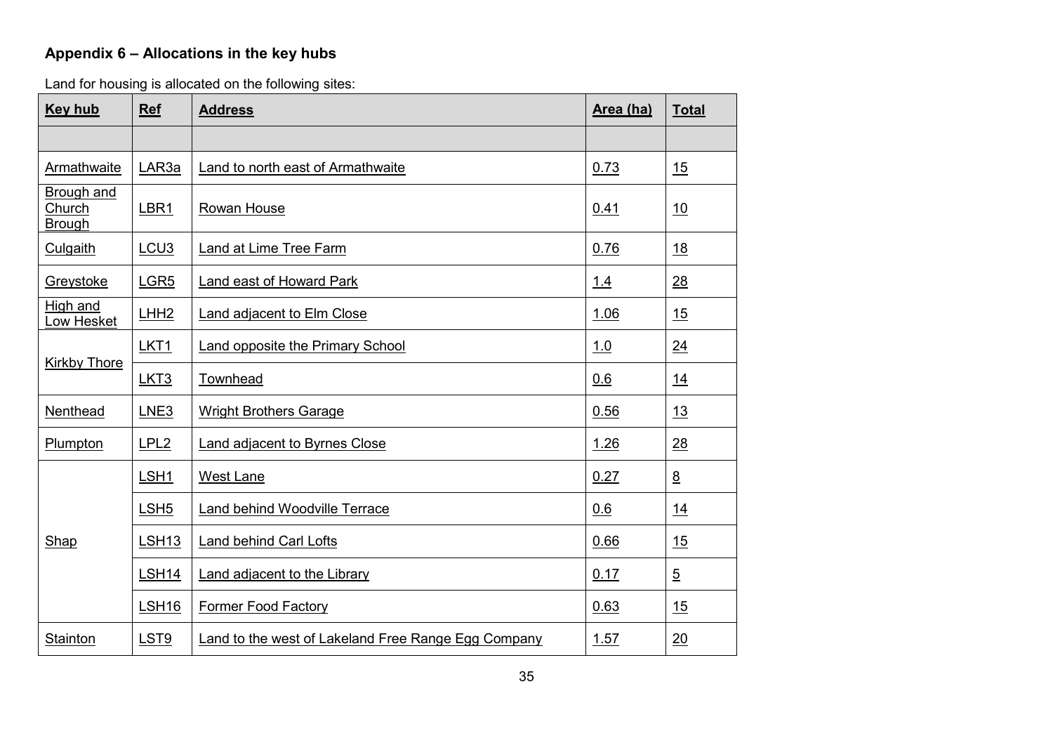## Appendix 6 – Allocations in the key hubs

Land for housing is allocated on the following sites:

| Key hub | Ref | Address | Area (ha) | Total |
|---|---|---|---|---|
| | | | | |
| Armathwaite | LAR3a | Land to north east of Armathwaite | 0.73 | 15 |
| Brough and Church Brough | LBR1 | Rowan House | 0.41 | 10 |
| Culgaith | LCU3 | Land at Lime Tree Farm | 0.76 | 18 |
| Greystoke | LGR5 | Land east of Howard Park | 1.4 | 28 |
| High and Low Hesket | LHH2 | Land adjacent to Elm Close | 1.06 | 15 |
| Kirkby Thore | LKT1 | Land opposite the Primary School | 1.0 | 24 |
| | LKT3 | Townhead | 0.6 | 14 |
| Nenthead | LNE3 | Wright Brothers Garage | 0.56 | 13 |
| Plumpton | LPL2 | Land adjacent to Byrnes Close | 1.26 | 28 |
| Shap | LSH1 | West Lane | 0.27 | 8 |
| | LSH5 | Land behind Woodville Terrace | 0.6 | 14 |
| | LSH13 | Land behind Carl Lofts | 0.66 | 15 |
| | LSH14 | Land adjacent to the Library | 0.17 | 5 |
| | LSH16 | Former Food Factory | 0.63 | 15 |
| Stainton | LST9 | Land to the west of Lakeland Free Range Egg Company | 1.57 | 20 |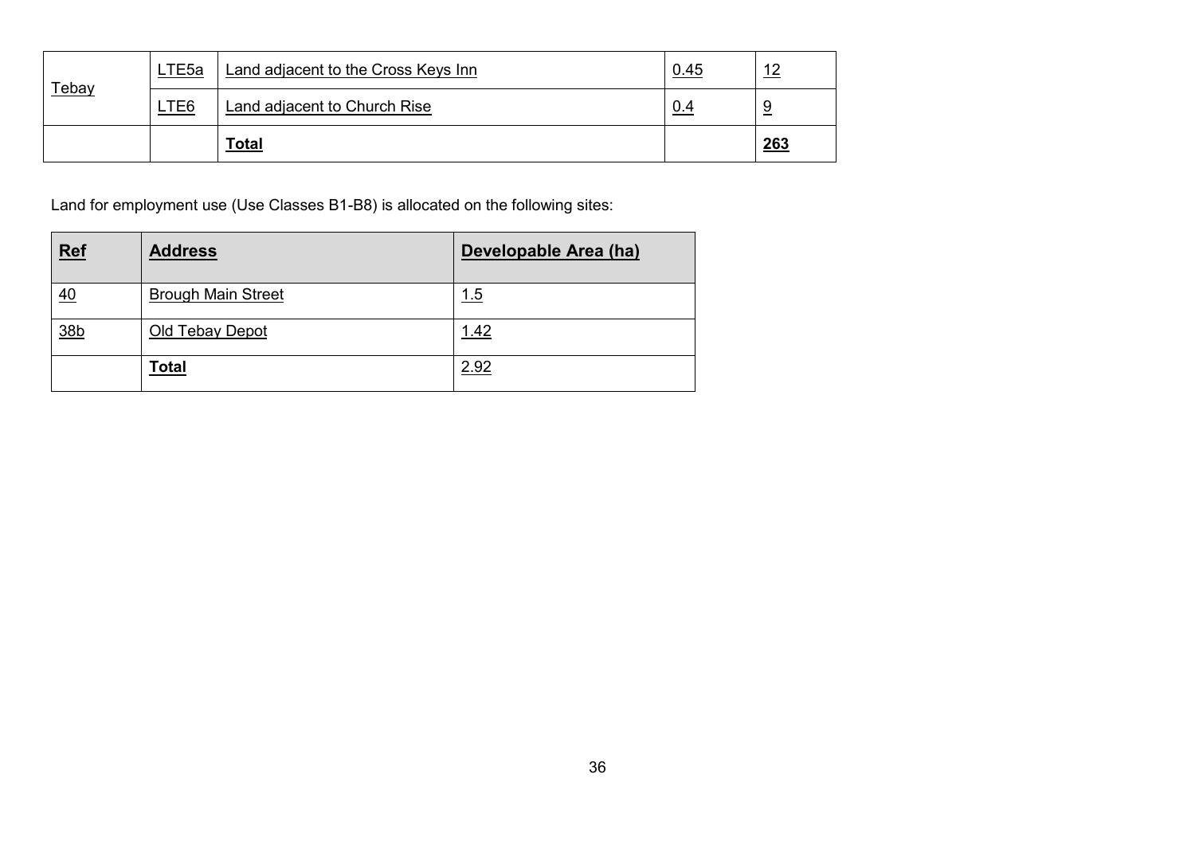| | | | | |
|---|---|---|---|---|
| Tebay | LTE5a | Land adjacent to the Cross Keys Inn | 0.45 | 12 |
| | LTE6 | Land adjacent to Church Rise | 0.4 | 9 |
| | | **Total** | | **263** |

Land for employment use (Use Classes B1-B8) is allocated on the following sites:

| **Ref** | **Address** | **Developable Area (ha)** |
|---|---|---|
| 40 | Brough Main Street | 1.5 |
| 38b | Old Tebay Depot | 1.42 |
| | **Total** | 2.92 |